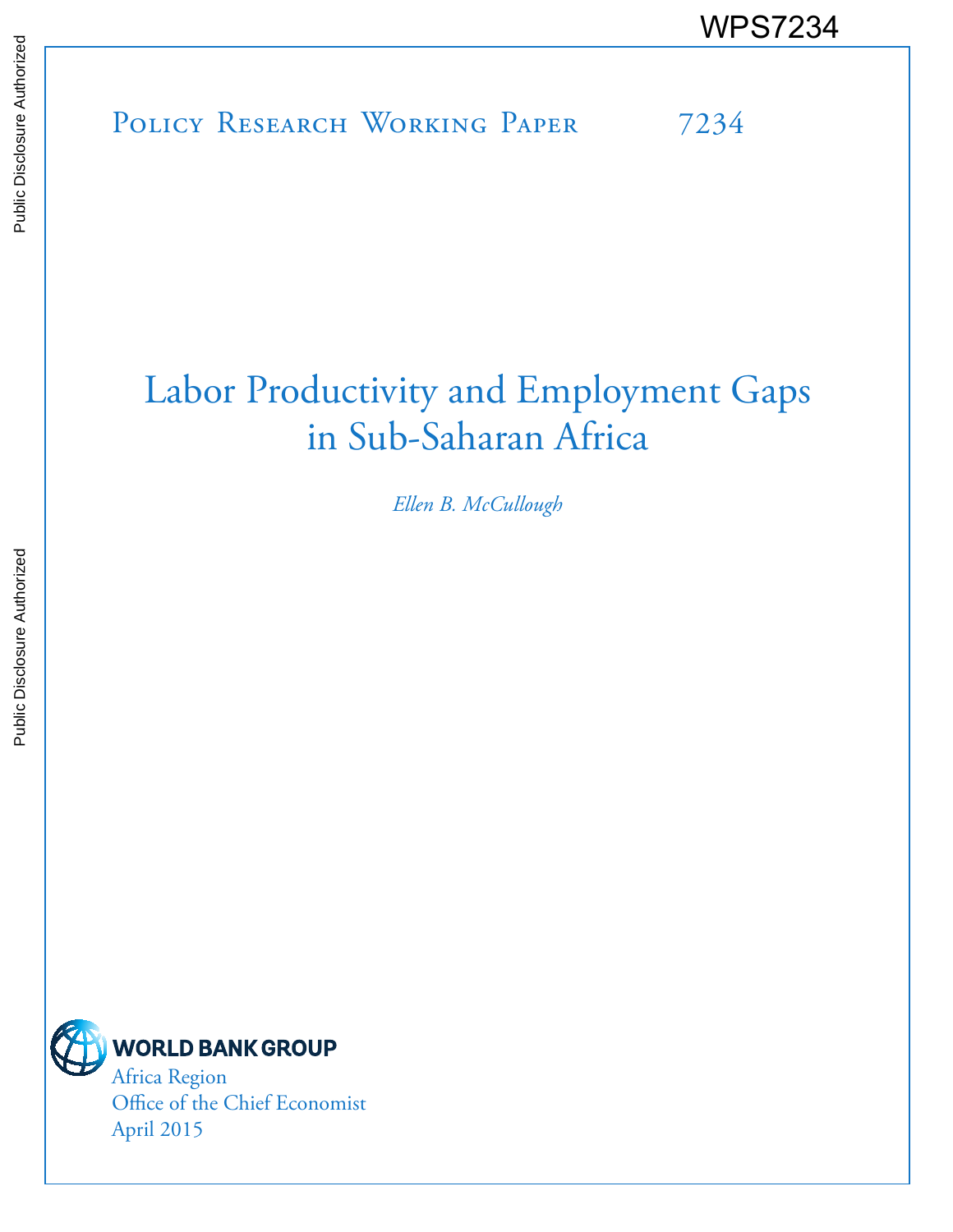WPS7234

Policy Research Working Paper 7234

# Labor Productivity and Employment Gaps in Sub-Saharan Africa

*Ellen B. McCullough*

WORLD BANK GROUP

Africa Region
Office of the Chief Economist
April 2015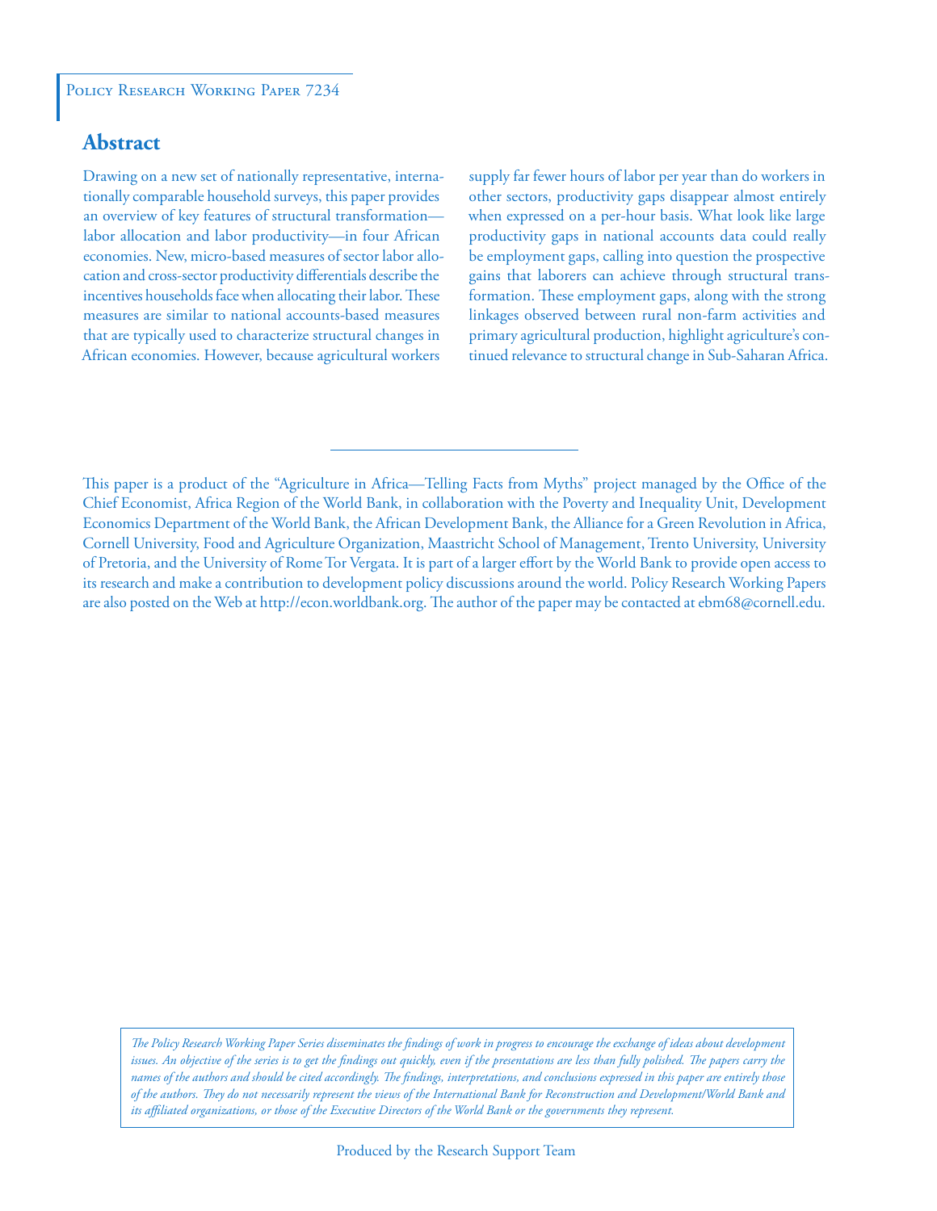Policy Research Working Paper 7234

## Abstract

Drawing on a new set of nationally representative, internationally comparable household surveys, this paper provides an overview of key features of structural transformation—labor allocation and labor productivity—in four African economies. New, micro-based measures of sector labor allocation and cross-sector productivity differentials describe the incentives households face when allocating their labor. These measures are similar to national accounts-based measures that are typically used to characterize structural changes in African economies. However, because agricultural workers supply far fewer hours of labor per year than do workers in other sectors, productivity gaps disappear almost entirely when expressed on a per-hour basis. What look like large productivity gaps in national accounts data could really be employment gaps, calling into question the prospective gains that laborers can achieve through structural transformation. These employment gaps, along with the strong linkages observed between rural non-farm activities and primary agricultural production, highlight agriculture's continued relevance to structural change in Sub-Saharan Africa.

This paper is a product of the "Agriculture in Africa—Telling Facts from Myths" project managed by the Office of the Chief Economist, Africa Region of the World Bank, in collaboration with the Poverty and Inequality Unit, Development Economics Department of the World Bank, the African Development Bank, the Alliance for a Green Revolution in Africa, Cornell University, Food and Agriculture Organization, Maastricht School of Management, Trento University, University of Pretoria, and the University of Rome Tor Vergata. It is part of a larger effort by the World Bank to provide open access to its research and make a contribution to development policy discussions around the world. Policy Research Working Papers are also posted on the Web at http://econ.worldbank.org. The author of the paper may be contacted at ebm68@cornell.edu.

*The Policy Research Working Paper Series disseminates the findings of work in progress to encourage the exchange of ideas about development issues. An objective of the series is to get the findings out quickly, even if the presentations are less than fully polished. The papers carry the names of the authors and should be cited accordingly. The findings, interpretations, and conclusions expressed in this paper are entirely those of the authors. They do not necessarily represent the views of the International Bank for Reconstruction and Development/World Bank and its affiliated organizations, or those of the Executive Directors of the World Bank or the governments they represent.*

Produced by the Research Support Team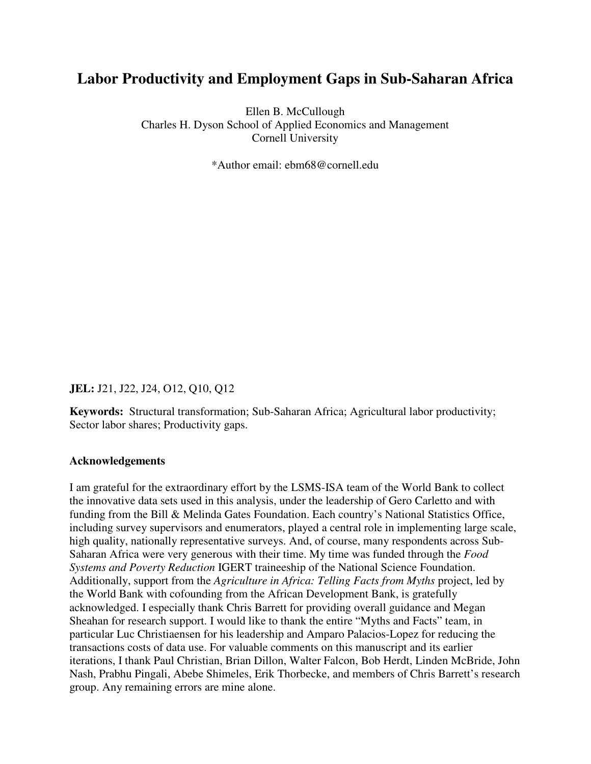# Labor Productivity and Employment Gaps in Sub-Saharan Africa

Ellen B. McCullough
Charles H. Dyson School of Applied Economics and Management
Cornell University

*Author email: ebm68@cornell.edu

**JEL:** J21, J22, J24, O12, Q10, Q12

**Keywords:** Structural transformation; Sub-Saharan Africa; Agricultural labor productivity; Sector labor shares; Productivity gaps.

**Acknowledgements**

I am grateful for the extraordinary effort by the LSMS-ISA team of the World Bank to collect the innovative data sets used in this analysis, under the leadership of Gero Carletto and with funding from the Bill & Melinda Gates Foundation. Each country's National Statistics Office, including survey supervisors and enumerators, played a central role in implementing large scale, high quality, nationally representative surveys. And, of course, many respondents across Sub-Saharan Africa were very generous with their time. My time was funded through the *Food Systems and Poverty Reduction* IGERT traineeship of the National Science Foundation. Additionally, support from the *Agriculture in Africa: Telling Facts from Myths* project, led by the World Bank with cofounding from the African Development Bank, is gratefully acknowledged. I especially thank Chris Barrett for providing overall guidance and Megan Sheahan for research support. I would like to thank the entire "Myths and Facts" team, in particular Luc Christiaensen for his leadership and Amparo Palacios-Lopez for reducing the transactions costs of data use. For valuable comments on this manuscript and its earlier iterations, I thank Paul Christian, Brian Dillon, Walter Falcon, Bob Herdt, Linden McBride, John Nash, Prabhu Pingali, Abebe Shimeles, Erik Thorbecke, and members of Chris Barrett's research group. Any remaining errors are mine alone.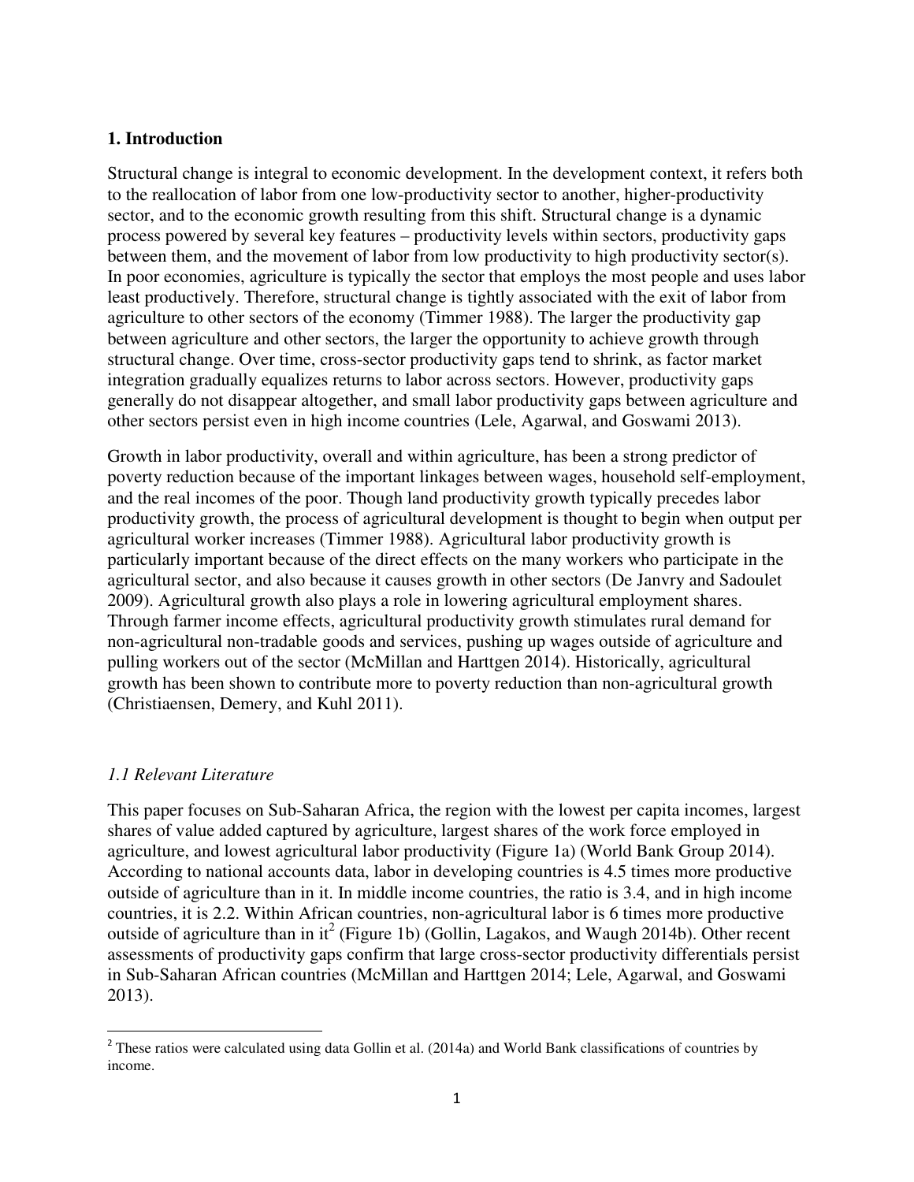## 1. Introduction

Structural change is integral to economic development. In the development context, it refers both to the reallocation of labor from one low-productivity sector to another, higher-productivity sector, and to the economic growth resulting from this shift. Structural change is a dynamic process powered by several key features – productivity levels within sectors, productivity gaps between them, and the movement of labor from low productivity to high productivity sector(s). In poor economies, agriculture is typically the sector that employs the most people and uses labor least productively. Therefore, structural change is tightly associated with the exit of labor from agriculture to other sectors of the economy (Timmer 1988). The larger the productivity gap between agriculture and other sectors, the larger the opportunity to achieve growth through structural change. Over time, cross-sector productivity gaps tend to shrink, as factor market integration gradually equalizes returns to labor across sectors. However, productivity gaps generally do not disappear altogether, and small labor productivity gaps between agriculture and other sectors persist even in high income countries (Lele, Agarwal, and Goswami 2013).

Growth in labor productivity, overall and within agriculture, has been a strong predictor of poverty reduction because of the important linkages between wages, household self-employment, and the real incomes of the poor. Though land productivity growth typically precedes labor productivity growth, the process of agricultural development is thought to begin when output per agricultural worker increases (Timmer 1988). Agricultural labor productivity growth is particularly important because of the direct effects on the many workers who participate in the agricultural sector, and also because it causes growth in other sectors (De Janvry and Sadoulet 2009). Agricultural growth also plays a role in lowering agricultural employment shares. Through farmer income effects, agricultural productivity growth stimulates rural demand for non-agricultural non-tradable goods and services, pushing up wages outside of agriculture and pulling workers out of the sector (McMillan and Harttgen 2014). Historically, agricultural growth has been shown to contribute more to poverty reduction than non-agricultural growth (Christiaensen, Demery, and Kuhl 2011).

### *1.1 Relevant Literature*

This paper focuses on Sub-Saharan Africa, the region with the lowest per capita incomes, largest shares of value added captured by agriculture, largest shares of the work force employed in agriculture, and lowest agricultural labor productivity (Figure 1a) (World Bank Group 2014). According to national accounts data, labor in developing countries is 4.5 times more productive outside of agriculture than in it. In middle income countries, the ratio is 3.4, and in high income countries, it is 2.2. Within African countries, non-agricultural labor is 6 times more productive outside of agriculture than in it[2] (Figure 1b) (Gollin, Lagakos, and Waugh 2014b). Other recent assessments of productivity gaps confirm that large cross-sector productivity differentials persist in Sub-Saharan African countries (McMillan and Harttgen 2014; Lele, Agarwal, and Goswami 2013).

[2] These ratios were calculated using data Gollin et al. (2014a) and World Bank classifications of countries by income.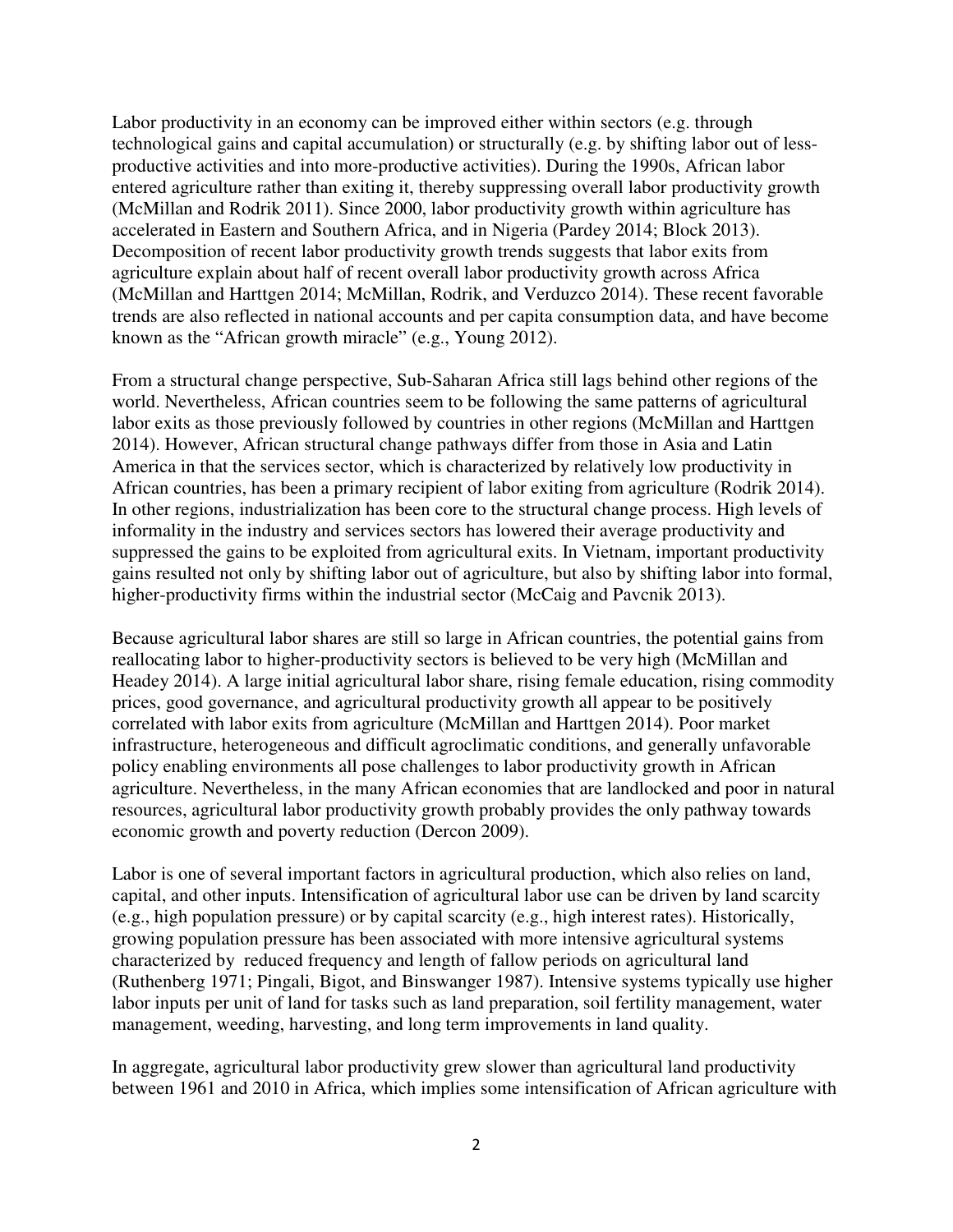Labor productivity in an economy can be improved either within sectors (e.g. through technological gains and capital accumulation) or structurally (e.g. by shifting labor out of less-productive activities and into more-productive activities). During the 1990s, African labor entered agriculture rather than exiting it, thereby suppressing overall labor productivity growth (McMillan and Rodrik 2011). Since 2000, labor productivity growth within agriculture has accelerated in Eastern and Southern Africa, and in Nigeria (Pardey 2014; Block 2013). Decomposition of recent labor productivity growth trends suggests that labor exits from agriculture explain about half of recent overall labor productivity growth across Africa (McMillan and Harttgen 2014; McMillan, Rodrik, and Verduzco 2014). These recent favorable trends are also reflected in national accounts and per capita consumption data, and have become known as the "African growth miracle" (e.g., Young 2012).

From a structural change perspective, Sub-Saharan Africa still lags behind other regions of the world. Nevertheless, African countries seem to be following the same patterns of agricultural labor exits as those previously followed by countries in other regions (McMillan and Harttgen 2014). However, African structural change pathways differ from those in Asia and Latin America in that the services sector, which is characterized by relatively low productivity in African countries, has been a primary recipient of labor exiting from agriculture (Rodrik 2014). In other regions, industrialization has been core to the structural change process. High levels of informality in the industry and services sectors has lowered their average productivity and suppressed the gains to be exploited from agricultural exits. In Vietnam, important productivity gains resulted not only by shifting labor out of agriculture, but also by shifting labor into formal, higher-productivity firms within the industrial sector (McCaig and Pavcnik 2013).

Because agricultural labor shares are still so large in African countries, the potential gains from reallocating labor to higher-productivity sectors is believed to be very high (McMillan and Headey 2014). A large initial agricultural labor share, rising female education, rising commodity prices, good governance, and agricultural productivity growth all appear to be positively correlated with labor exits from agriculture (McMillan and Harttgen 2014). Poor market infrastructure, heterogeneous and difficult agroclimatic conditions, and generally unfavorable policy enabling environments all pose challenges to labor productivity growth in African agriculture. Nevertheless, in the many African economies that are landlocked and poor in natural resources, agricultural labor productivity growth probably provides the only pathway towards economic growth and poverty reduction (Dercon 2009).

Labor is one of several important factors in agricultural production, which also relies on land, capital, and other inputs. Intensification of agricultural labor use can be driven by land scarcity (e.g., high population pressure) or by capital scarcity (e.g., high interest rates). Historically, growing population pressure has been associated with more intensive agricultural systems characterized by reduced frequency and length of fallow periods on agricultural land (Ruthenberg 1971; Pingali, Bigot, and Binswanger 1987). Intensive systems typically use higher labor inputs per unit of land for tasks such as land preparation, soil fertility management, water management, weeding, harvesting, and long term improvements in land quality.

In aggregate, agricultural labor productivity grew slower than agricultural land productivity between 1961 and 2010 in Africa, which implies some intensification of African agriculture with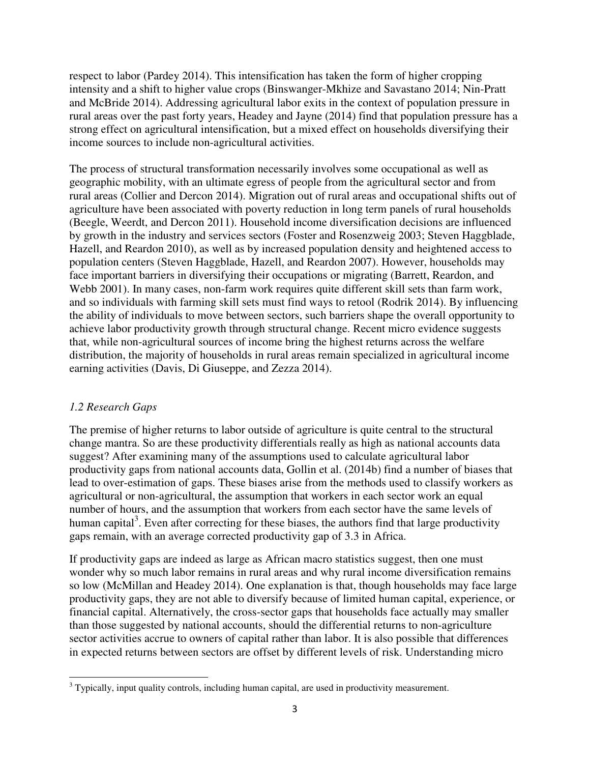respect to labor (Pardey 2014). This intensification has taken the form of higher cropping intensity and a shift to higher value crops (Binswanger-Mkhize and Savastano 2014; Nin-Pratt and McBride 2014). Addressing agricultural labor exits in the context of population pressure in rural areas over the past forty years, Headey and Jayne (2014) find that population pressure has a strong effect on agricultural intensification, but a mixed effect on households diversifying their income sources to include non-agricultural activities.

The process of structural transformation necessarily involves some occupational as well as geographic mobility, with an ultimate egress of people from the agricultural sector and from rural areas (Collier and Dercon 2014). Migration out of rural areas and occupational shifts out of agriculture have been associated with poverty reduction in long term panels of rural households (Beegle, Weerdt, and Dercon 2011). Household income diversification decisions are influenced by growth in the industry and services sectors (Foster and Rosenzweig 2003; Steven Haggblade, Hazell, and Reardon 2010), as well as by increased population density and heightened access to population centers (Steven Haggblade, Hazell, and Reardon 2007). However, households may face important barriers in diversifying their occupations or migrating (Barrett, Reardon, and Webb 2001). In many cases, non-farm work requires quite different skill sets than farm work, and so individuals with farming skill sets must find ways to retool (Rodrik 2014). By influencing the ability of individuals to move between sectors, such barriers shape the overall opportunity to achieve labor productivity growth through structural change. Recent micro evidence suggests that, while non-agricultural sources of income bring the highest returns across the welfare distribution, the majority of households in rural areas remain specialized in agricultural income earning activities (Davis, Di Giuseppe, and Zezza 2014).

### *1.2 Research Gaps*

The premise of higher returns to labor outside of agriculture is quite central to the structural change mantra. So are these productivity differentials really as high as national accounts data suggest? After examining many of the assumptions used to calculate agricultural labor productivity gaps from national accounts data, Gollin et al. (2014b) find a number of biases that lead to over-estimation of gaps. These biases arise from the methods used to classify workers as agricultural or non-agricultural, the assumption that workers in each sector work an equal number of hours, and the assumption that workers from each sector have the same levels of human capital[3]. Even after correcting for these biases, the authors find that large productivity gaps remain, with an average corrected productivity gap of 3.3 in Africa.

If productivity gaps are indeed as large as African macro statistics suggest, then one must wonder why so much labor remains in rural areas and why rural income diversification remains so low (McMillan and Headey 2014). One explanation is that, though households may face large productivity gaps, they are not able to diversify because of limited human capital, experience, or financial capital. Alternatively, the cross-sector gaps that households face actually may smaller than those suggested by national accounts, should the differential returns to non-agriculture sector activities accrue to owners of capital rather than labor. It is also possible that differences in expected returns between sectors are offset by different levels of risk. Understanding micro

[3] Typically, input quality controls, including human capital, are used in productivity measurement.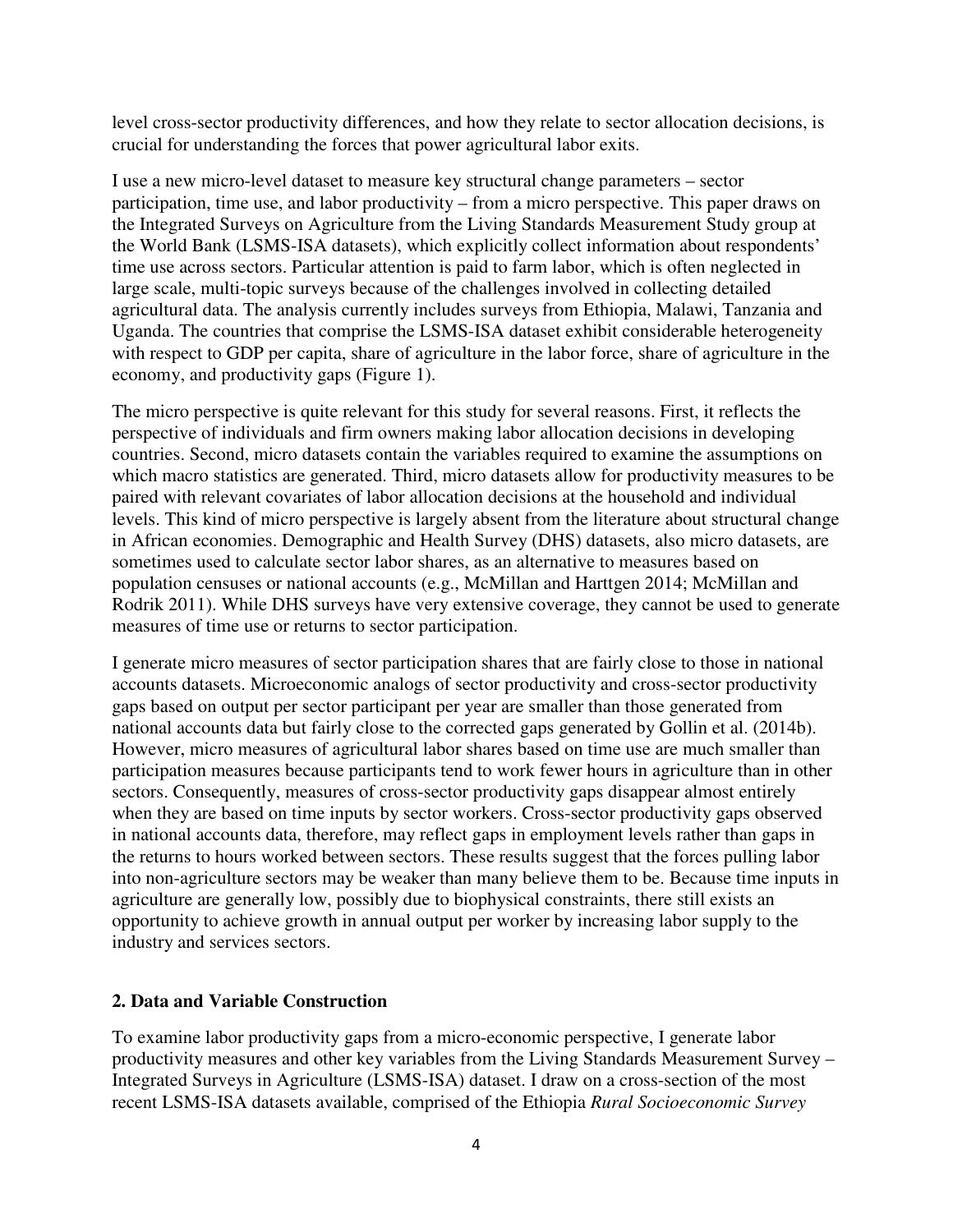level cross-sector productivity differences, and how they relate to sector allocation decisions, is crucial for understanding the forces that power agricultural labor exits.

I use a new micro-level dataset to measure key structural change parameters – sector participation, time use, and labor productivity – from a micro perspective. This paper draws on the Integrated Surveys on Agriculture from the Living Standards Measurement Study group at the World Bank (LSMS-ISA datasets), which explicitly collect information about respondents' time use across sectors. Particular attention is paid to farm labor, which is often neglected in large scale, multi-topic surveys because of the challenges involved in collecting detailed agricultural data. The analysis currently includes surveys from Ethiopia, Malawi, Tanzania and Uganda. The countries that comprise the LSMS-ISA dataset exhibit considerable heterogeneity with respect to GDP per capita, share of agriculture in the labor force, share of agriculture in the economy, and productivity gaps (Figure 1).

The micro perspective is quite relevant for this study for several reasons. First, it reflects the perspective of individuals and firm owners making labor allocation decisions in developing countries. Second, micro datasets contain the variables required to examine the assumptions on which macro statistics are generated. Third, micro datasets allow for productivity measures to be paired with relevant covariates of labor allocation decisions at the household and individual levels. This kind of micro perspective is largely absent from the literature about structural change in African economies. Demographic and Health Survey (DHS) datasets, also micro datasets, are sometimes used to calculate sector labor shares, as an alternative to measures based on population censuses or national accounts (e.g., McMillan and Harttgen 2014; McMillan and Rodrik 2011). While DHS surveys have very extensive coverage, they cannot be used to generate measures of time use or returns to sector participation.

I generate micro measures of sector participation shares that are fairly close to those in national accounts datasets. Microeconomic analogs of sector productivity and cross-sector productivity gaps based on output per sector participant per year are smaller than those generated from national accounts data but fairly close to the corrected gaps generated by Gollin et al. (2014b). However, micro measures of agricultural labor shares based on time use are much smaller than participation measures because participants tend to work fewer hours in agriculture than in other sectors. Consequently, measures of cross-sector productivity gaps disappear almost entirely when they are based on time inputs by sector workers. Cross-sector productivity gaps observed in national accounts data, therefore, may reflect gaps in employment levels rather than gaps in the returns to hours worked between sectors. These results suggest that the forces pulling labor into non-agriculture sectors may be weaker than many believe them to be. Because time inputs in agriculture are generally low, possibly due to biophysical constraints, there still exists an opportunity to achieve growth in annual output per worker by increasing labor supply to the industry and services sectors.

## 2. Data and Variable Construction

To examine labor productivity gaps from a micro-economic perspective, I generate labor productivity measures and other key variables from the Living Standards Measurement Survey – Integrated Surveys in Agriculture (LSMS-ISA) dataset. I draw on a cross-section of the most recent LSMS-ISA datasets available, comprised of the Ethiopia *Rural Socioeconomic Survey*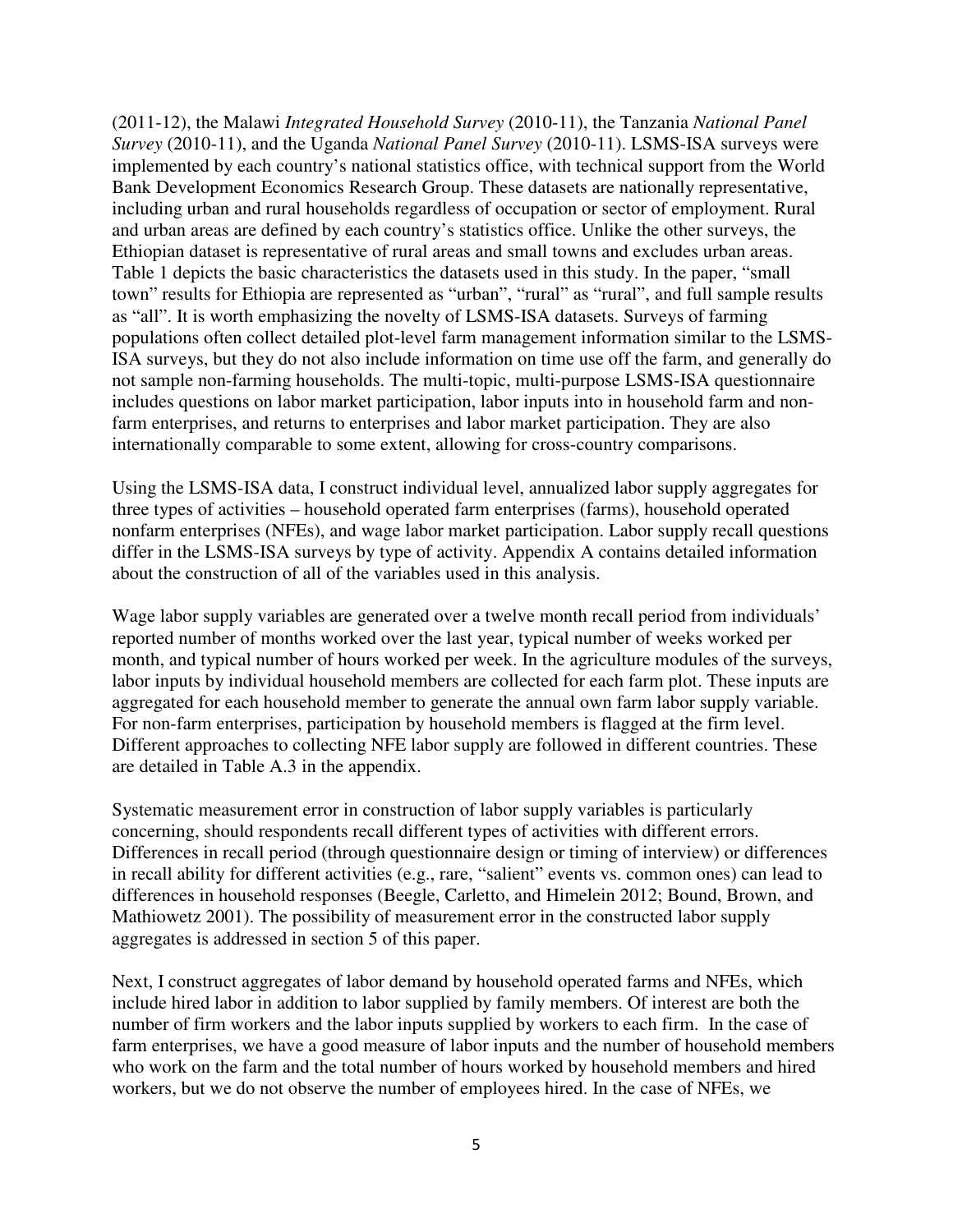(2011-12), the Malawi *Integrated Household Survey* (2010-11), the Tanzania *National Panel Survey* (2010-11), and the Uganda *National Panel Survey* (2010-11). LSMS-ISA surveys were implemented by each country's national statistics office, with technical support from the World Bank Development Economics Research Group. These datasets are nationally representative, including urban and rural households regardless of occupation or sector of employment. Rural and urban areas are defined by each country's statistics office. Unlike the other surveys, the Ethiopian dataset is representative of rural areas and small towns and excludes urban areas. Table 1 depicts the basic characteristics the datasets used in this study. In the paper, "small town" results for Ethiopia are represented as "urban", "rural" as "rural", and full sample results as "all". It is worth emphasizing the novelty of LSMS-ISA datasets. Surveys of farming populations often collect detailed plot-level farm management information similar to the LSMS-ISA surveys, but they do not also include information on time use off the farm, and generally do not sample non-farming households. The multi-topic, multi-purpose LSMS-ISA questionnaire includes questions on labor market participation, labor inputs into in household farm and non-farm enterprises, and returns to enterprises and labor market participation. They are also internationally comparable to some extent, allowing for cross-country comparisons.

Using the LSMS-ISA data, I construct individual level, annualized labor supply aggregates for three types of activities – household operated farm enterprises (farms), household operated nonfarm enterprises (NFEs), and wage labor market participation. Labor supply recall questions differ in the LSMS-ISA surveys by type of activity. Appendix A contains detailed information about the construction of all of the variables used in this analysis.

Wage labor supply variables are generated over a twelve month recall period from individuals' reported number of months worked over the last year, typical number of weeks worked per month, and typical number of hours worked per week. In the agriculture modules of the surveys, labor inputs by individual household members are collected for each farm plot. These inputs are aggregated for each household member to generate the annual own farm labor supply variable. For non-farm enterprises, participation by household members is flagged at the firm level. Different approaches to collecting NFE labor supply are followed in different countries. These are detailed in Table A.3 in the appendix.

Systematic measurement error in construction of labor supply variables is particularly concerning, should respondents recall different types of activities with different errors. Differences in recall period (through questionnaire design or timing of interview) or differences in recall ability for different activities (e.g., rare, "salient" events vs. common ones) can lead to differences in household responses (Beegle, Carletto, and Himelein 2012; Bound, Brown, and Mathiowetz 2001). The possibility of measurement error in the constructed labor supply aggregates is addressed in section 5 of this paper.

Next, I construct aggregates of labor demand by household operated farms and NFEs, which include hired labor in addition to labor supplied by family members. Of interest are both the number of firm workers and the labor inputs supplied by workers to each firm. In the case of farm enterprises, we have a good measure of labor inputs and the number of household members who work on the farm and the total number of hours worked by household members and hired workers, but we do not observe the number of employees hired. In the case of NFEs, we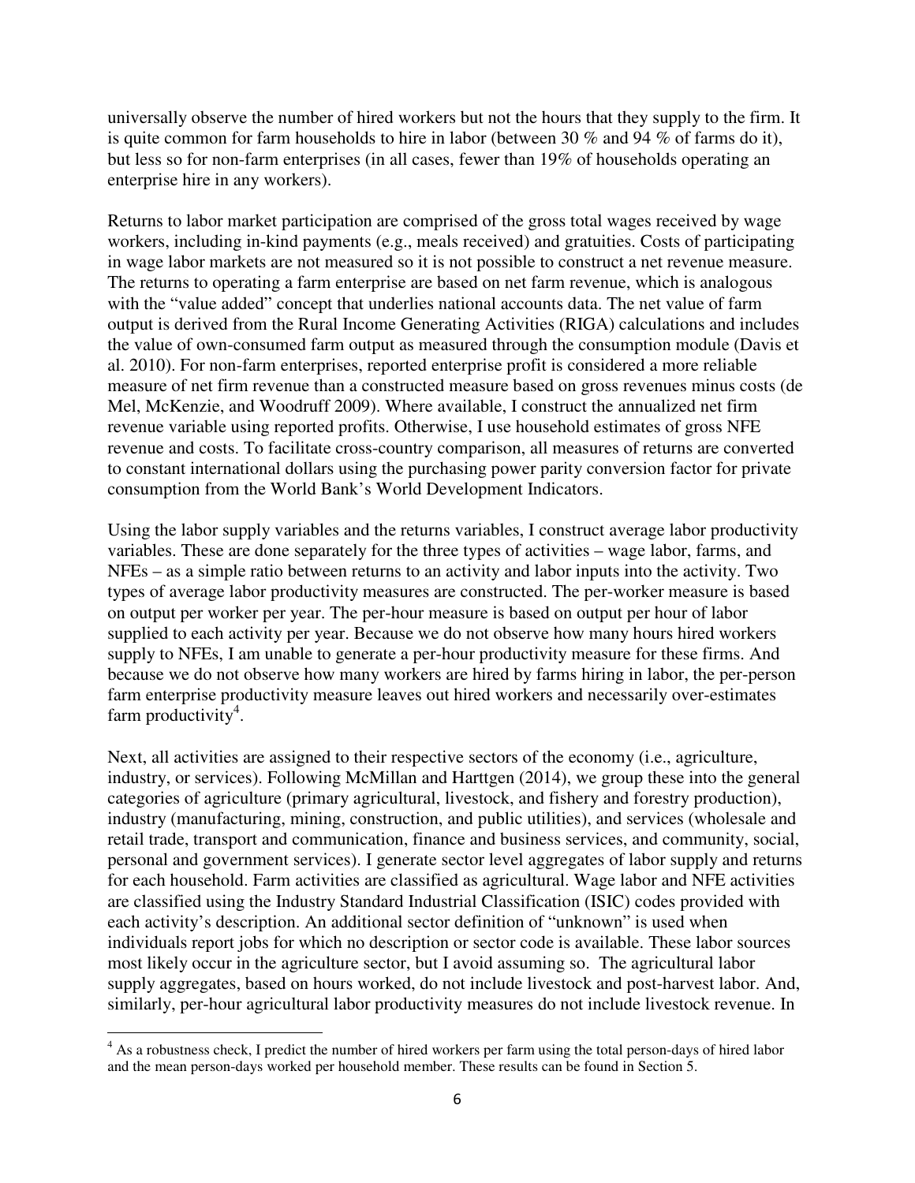universally observe the number of hired workers but not the hours that they supply to the firm. It is quite common for farm households to hire in labor (between 30 % and 94 % of farms do it), but less so for non-farm enterprises (in all cases, fewer than 19% of households operating an enterprise hire in any workers).

Returns to labor market participation are comprised of the gross total wages received by wage workers, including in-kind payments (e.g., meals received) and gratuities. Costs of participating in wage labor markets are not measured so it is not possible to construct a net revenue measure. The returns to operating a farm enterprise are based on net farm revenue, which is analogous with the "value added" concept that underlies national accounts data. The net value of farm output is derived from the Rural Income Generating Activities (RIGA) calculations and includes the value of own-consumed farm output as measured through the consumption module (Davis et al. 2010). For non-farm enterprises, reported enterprise profit is considered a more reliable measure of net firm revenue than a constructed measure based on gross revenues minus costs (de Mel, McKenzie, and Woodruff 2009). Where available, I construct the annualized net firm revenue variable using reported profits. Otherwise, I use household estimates of gross NFE revenue and costs. To facilitate cross-country comparison, all measures of returns are converted to constant international dollars using the purchasing power parity conversion factor for private consumption from the World Bank's World Development Indicators.

Using the labor supply variables and the returns variables, I construct average labor productivity variables. These are done separately for the three types of activities – wage labor, farms, and NFEs – as a simple ratio between returns to an activity and labor inputs into the activity. Two types of average labor productivity measures are constructed. The per-worker measure is based on output per worker per year. The per-hour measure is based on output per hour of labor supplied to each activity per year. Because we do not observe how many hours hired workers supply to NFEs, I am unable to generate a per-hour productivity measure for these firms. And because we do not observe how many workers are hired by farms hiring in labor, the per-person farm enterprise productivity measure leaves out hired workers and necessarily over-estimates farm productivity[4].

Next, all activities are assigned to their respective sectors of the economy (i.e., agriculture, industry, or services). Following McMillan and Harttgen (2014), we group these into the general categories of agriculture (primary agricultural, livestock, and fishery and forestry production), industry (manufacturing, mining, construction, and public utilities), and services (wholesale and retail trade, transport and communication, finance and business services, and community, social, personal and government services). I generate sector level aggregates of labor supply and returns for each household. Farm activities are classified as agricultural. Wage labor and NFE activities are classified using the Industry Standard Industrial Classification (ISIC) codes provided with each activity's description. An additional sector definition of "unknown" is used when individuals report jobs for which no description or sector code is available. These labor sources most likely occur in the agriculture sector, but I avoid assuming so. The agricultural labor supply aggregates, based on hours worked, do not include livestock and post-harvest labor. And, similarly, per-hour agricultural labor productivity measures do not include livestock revenue. In

---

[4] As a robustness check, I predict the number of hired workers per farm using the total person-days of hired labor and the mean person-days worked per household member. These results can be found in Section 5.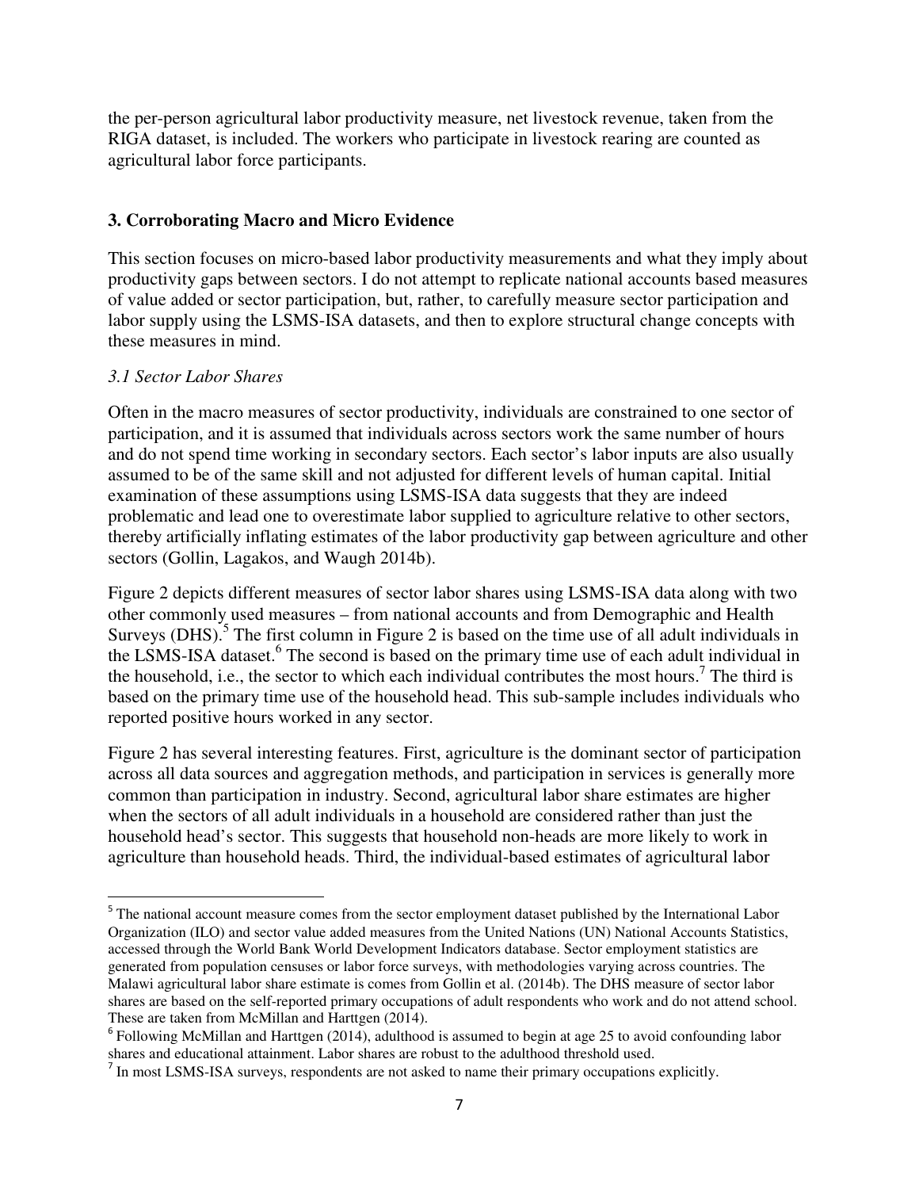the per-person agricultural labor productivity measure, net livestock revenue, taken from the RIGA dataset, is included. The workers who participate in livestock rearing are counted as agricultural labor force participants.

## 3. Corroborating Macro and Micro Evidence

This section focuses on micro-based labor productivity measurements and what they imply about productivity gaps between sectors. I do not attempt to replicate national accounts based measures of value added or sector participation, but, rather, to carefully measure sector participation and labor supply using the LSMS-ISA datasets, and then to explore structural change concepts with these measures in mind.

### *3.1 Sector Labor Shares*

Often in the macro measures of sector productivity, individuals are constrained to one sector of participation, and it is assumed that individuals across sectors work the same number of hours and do not spend time working in secondary sectors. Each sector's labor inputs are also usually assumed to be of the same skill and not adjusted for different levels of human capital. Initial examination of these assumptions using LSMS-ISA data suggests that they are indeed problematic and lead one to overestimate labor supplied to agriculture relative to other sectors, thereby artificially inflating estimates of the labor productivity gap between agriculture and other sectors (Gollin, Lagakos, and Waugh 2014b).

Figure 2 depicts different measures of sector labor shares using LSMS-ISA data along with two other commonly used measures – from national accounts and from Demographic and Health Surveys (DHS).[5] The first column in Figure 2 is based on the time use of all adult individuals in the LSMS-ISA dataset.[6] The second is based on the primary time use of each adult individual in the household, i.e., the sector to which each individual contributes the most hours.[7] The third is based on the primary time use of the household head. This sub-sample includes individuals who reported positive hours worked in any sector.

Figure 2 has several interesting features. First, agriculture is the dominant sector of participation across all data sources and aggregation methods, and participation in services is generally more common than participation in industry. Second, agricultural labor share estimates are higher when the sectors of all adult individuals in a household are considered rather than just the household head's sector. This suggests that household non-heads are more likely to work in agriculture than household heads. Third, the individual-based estimates of agricultural labor

---

[5] The national account measure comes from the sector employment dataset published by the International Labor Organization (ILO) and sector value added measures from the United Nations (UN) National Accounts Statistics, accessed through the World Bank World Development Indicators database. Sector employment statistics are generated from population censuses or labor force surveys, with methodologies varying across countries. The Malawi agricultural labor share estimate is comes from Gollin et al. (2014b). The DHS measure of sector labor shares are based on the self-reported primary occupations of adult respondents who work and do not attend school. These are taken from McMillan and Harttgen (2014).

[6] Following McMillan and Harttgen (2014), adulthood is assumed to begin at age 25 to avoid confounding labor shares and educational attainment. Labor shares are robust to the adulthood threshold used.

[7] In most LSMS-ISA surveys, respondents are not asked to name their primary occupations explicitly.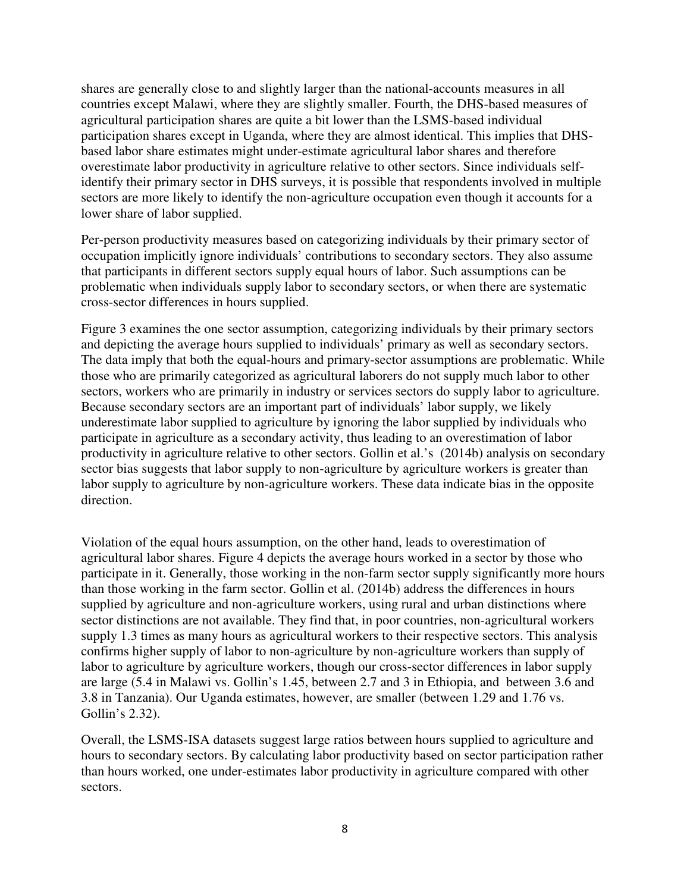shares are generally close to and slightly larger than the national-accounts measures in all countries except Malawi, where they are slightly smaller. Fourth, the DHS-based measures of agricultural participation shares are quite a bit lower than the LSMS-based individual participation shares except in Uganda, where they are almost identical. This implies that DHS-based labor share estimates might under-estimate agricultural labor shares and therefore overestimate labor productivity in agriculture relative to other sectors. Since individuals self-identify their primary sector in DHS surveys, it is possible that respondents involved in multiple sectors are more likely to identify the non-agriculture occupation even though it accounts for a lower share of labor supplied.

Per-person productivity measures based on categorizing individuals by their primary sector of occupation implicitly ignore individuals' contributions to secondary sectors. They also assume that participants in different sectors supply equal hours of labor. Such assumptions can be problematic when individuals supply labor to secondary sectors, or when there are systematic cross-sector differences in hours supplied.

Figure 3 examines the one sector assumption, categorizing individuals by their primary sectors and depicting the average hours supplied to individuals' primary as well as secondary sectors. The data imply that both the equal-hours and primary-sector assumptions are problematic. While those who are primarily categorized as agricultural laborers do not supply much labor to other sectors, workers who are primarily in industry or services sectors do supply labor to agriculture. Because secondary sectors are an important part of individuals' labor supply, we likely underestimate labor supplied to agriculture by ignoring the labor supplied by individuals who participate in agriculture as a secondary activity, thus leading to an overestimation of labor productivity in agriculture relative to other sectors. Gollin et al.'s (2014b) analysis on secondary sector bias suggests that labor supply to non-agriculture by agriculture workers is greater than labor supply to agriculture by non-agriculture workers. These data indicate bias in the opposite direction.

Violation of the equal hours assumption, on the other hand, leads to overestimation of agricultural labor shares. Figure 4 depicts the average hours worked in a sector by those who participate in it. Generally, those working in the non-farm sector supply significantly more hours than those working in the farm sector. Gollin et al. (2014b) address the differences in hours supplied by agriculture and non-agriculture workers, using rural and urban distinctions where sector distinctions are not available. They find that, in poor countries, non-agricultural workers supply 1.3 times as many hours as agricultural workers to their respective sectors. This analysis confirms higher supply of labor to non-agriculture by non-agriculture workers than supply of labor to agriculture by agriculture workers, though our cross-sector differences in labor supply are large (5.4 in Malawi vs. Gollin's 1.45, between 2.7 and 3 in Ethiopia, and between 3.6 and 3.8 in Tanzania). Our Uganda estimates, however, are smaller (between 1.29 and 1.76 vs. Gollin's 2.32).

Overall, the LSMS-ISA datasets suggest large ratios between hours supplied to agriculture and hours to secondary sectors. By calculating labor productivity based on sector participation rather than hours worked, one under-estimates labor productivity in agriculture compared with other sectors.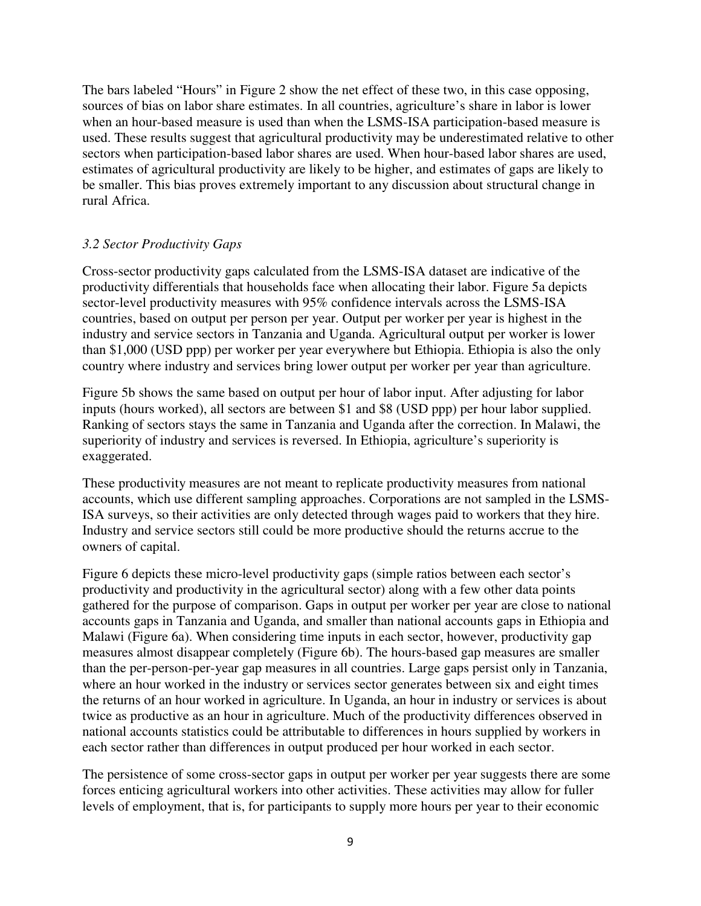The bars labeled "Hours" in Figure 2 show the net effect of these two, in this case opposing, sources of bias on labor share estimates. In all countries, agriculture's share in labor is lower when an hour-based measure is used than when the LSMS-ISA participation-based measure is used. These results suggest that agricultural productivity may be underestimated relative to other sectors when participation-based labor shares are used. When hour-based labor shares are used, estimates of agricultural productivity are likely to be higher, and estimates of gaps are likely to be smaller. This bias proves extremely important to any discussion about structural change in rural Africa.

### *3.2 Sector Productivity Gaps*

Cross-sector productivity gaps calculated from the LSMS-ISA dataset are indicative of the productivity differentials that households face when allocating their labor. Figure 5a depicts sector-level productivity measures with 95% confidence intervals across the LSMS-ISA countries, based on output per person per year. Output per worker per year is highest in the industry and service sectors in Tanzania and Uganda. Agricultural output per worker is lower than $1,000 (USD ppp) per worker per year everywhere but Ethiopia. Ethiopia is also the only country where industry and services bring lower output per worker per year than agriculture.

Figure 5b shows the same based on output per hour of labor input. After adjusting for labor inputs (hours worked), all sectors are between $1 and $8 (USD ppp) per hour labor supplied. Ranking of sectors stays the same in Tanzania and Uganda after the correction. In Malawi, the superiority of industry and services is reversed. In Ethiopia, agriculture's superiority is exaggerated.

These productivity measures are not meant to replicate productivity measures from national accounts, which use different sampling approaches. Corporations are not sampled in the LSMS-ISA surveys, so their activities are only detected through wages paid to workers that they hire. Industry and service sectors still could be more productive should the returns accrue to the owners of capital.

Figure 6 depicts these micro-level productivity gaps (simple ratios between each sector's productivity and productivity in the agricultural sector) along with a few other data points gathered for the purpose of comparison. Gaps in output per worker per year are close to national accounts gaps in Tanzania and Uganda, and smaller than national accounts gaps in Ethiopia and Malawi (Figure 6a). When considering time inputs in each sector, however, productivity gap measures almost disappear completely (Figure 6b). The hours-based gap measures are smaller than the per-person-per-year gap measures in all countries. Large gaps persist only in Tanzania, where an hour worked in the industry or services sector generates between six and eight times the returns of an hour worked in agriculture. In Uganda, an hour in industry or services is about twice as productive as an hour in agriculture. Much of the productivity differences observed in national accounts statistics could be attributable to differences in hours supplied by workers in each sector rather than differences in output produced per hour worked in each sector.

The persistence of some cross-sector gaps in output per worker per year suggests there are some forces enticing agricultural workers into other activities. These activities may allow for fuller levels of employment, that is, for participants to supply more hours per year to their economic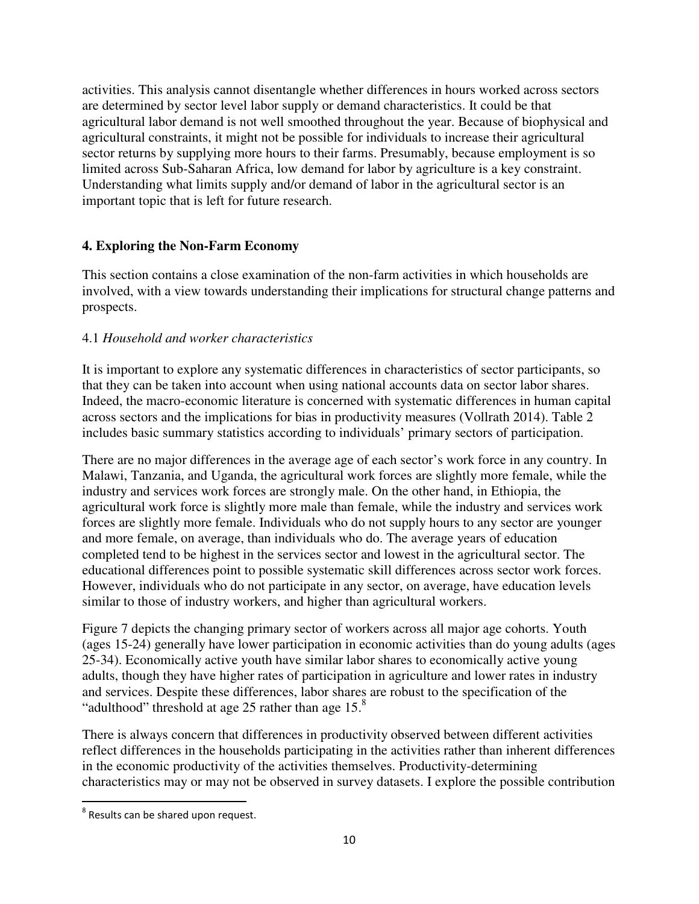activities. This analysis cannot disentangle whether differences in hours worked across sectors are determined by sector level labor supply or demand characteristics. It could be that agricultural labor demand is not well smoothed throughout the year. Because of biophysical and agricultural constraints, it might not be possible for individuals to increase their agricultural sector returns by supplying more hours to their farms. Presumably, because employment is so limited across Sub-Saharan Africa, low demand for labor by agriculture is a key constraint. Understanding what limits supply and/or demand of labor in the agricultural sector is an important topic that is left for future research.

## 4. Exploring the Non-Farm Economy

This section contains a close examination of the non-farm activities in which households are involved, with a view towards understanding their implications for structural change patterns and prospects.

### 4.1 *Household and worker characteristics*

It is important to explore any systematic differences in characteristics of sector participants, so that they can be taken into account when using national accounts data on sector labor shares. Indeed, the macro-economic literature is concerned with systematic differences in human capital across sectors and the implications for bias in productivity measures (Vollrath 2014). Table 2 includes basic summary statistics according to individuals' primary sectors of participation.

There are no major differences in the average age of each sector's work force in any country. In Malawi, Tanzania, and Uganda, the agricultural work forces are slightly more female, while the industry and services work forces are strongly male. On the other hand, in Ethiopia, the agricultural work force is slightly more male than female, while the industry and services work forces are slightly more female. Individuals who do not supply hours to any sector are younger and more female, on average, than individuals who do. The average years of education completed tend to be highest in the services sector and lowest in the agricultural sector. The educational differences point to possible systematic skill differences across sector work forces. However, individuals who do not participate in any sector, on average, have education levels similar to those of industry workers, and higher than agricultural workers.

Figure 7 depicts the changing primary sector of workers across all major age cohorts. Youth (ages 15-24) generally have lower participation in economic activities than do young adults (ages 25-34). Economically active youth have similar labor shares to economically active young adults, though they have higher rates of participation in agriculture and lower rates in industry and services. Despite these differences, labor shares are robust to the specification of the "adulthood" threshold at age 25 rather than age 15.[8]

There is always concern that differences in productivity observed between different activities reflect differences in the households participating in the activities rather than inherent differences in the economic productivity of the activities themselves. Productivity-determining characteristics may or may not be observed in survey datasets. I explore the possible contribution

[8] Results can be shared upon request.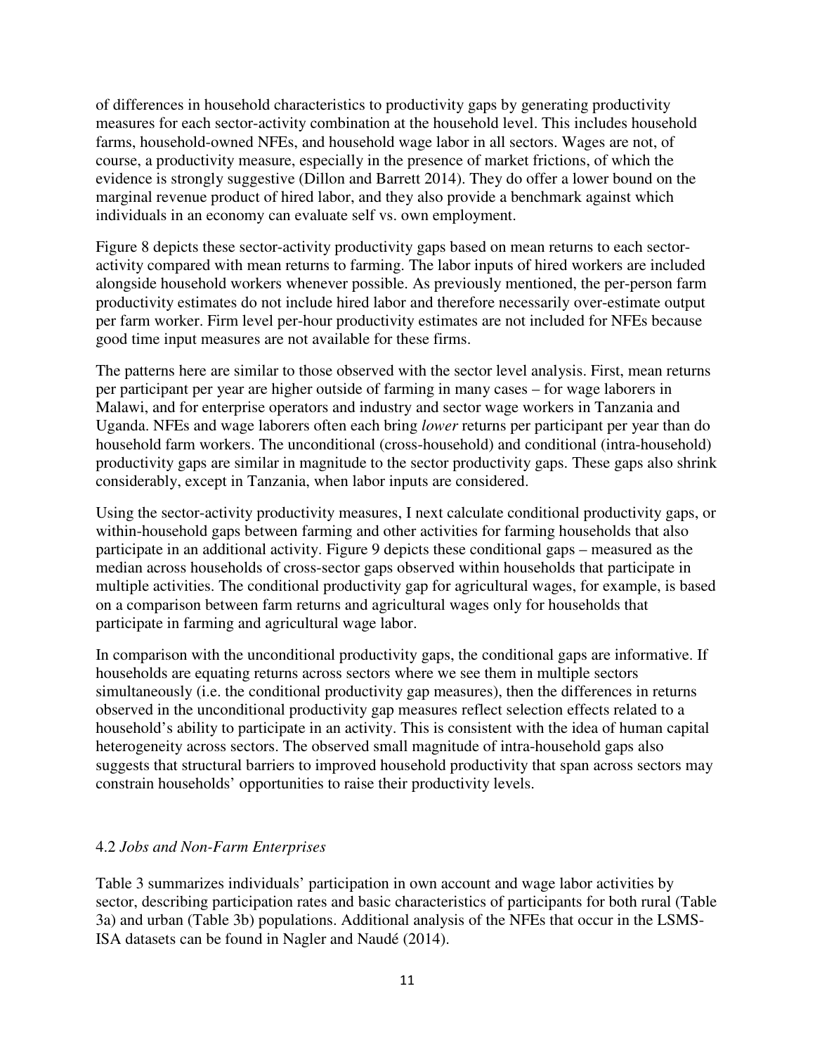of differences in household characteristics to productivity gaps by generating productivity measures for each sector-activity combination at the household level. This includes household farms, household-owned NFEs, and household wage labor in all sectors. Wages are not, of course, a productivity measure, especially in the presence of market frictions, of which the evidence is strongly suggestive (Dillon and Barrett 2014). They do offer a lower bound on the marginal revenue product of hired labor, and they also provide a benchmark against which individuals in an economy can evaluate self vs. own employment.

Figure 8 depicts these sector-activity productivity gaps based on mean returns to each sector-activity compared with mean returns to farming. The labor inputs of hired workers are included alongside household workers whenever possible. As previously mentioned, the per-person farm productivity estimates do not include hired labor and therefore necessarily over-estimate output per farm worker. Firm level per-hour productivity estimates are not included for NFEs because good time input measures are not available for these firms.

The patterns here are similar to those observed with the sector level analysis. First, mean returns per participant per year are higher outside of farming in many cases – for wage laborers in Malawi, and for enterprise operators and industry and sector wage workers in Tanzania and Uganda. NFEs and wage laborers often each bring *lower* returns per participant per year than do household farm workers. The unconditional (cross-household) and conditional (intra-household) productivity gaps are similar in magnitude to the sector productivity gaps. These gaps also shrink considerably, except in Tanzania, when labor inputs are considered.

Using the sector-activity productivity measures, I next calculate conditional productivity gaps, or within-household gaps between farming and other activities for farming households that also participate in an additional activity. Figure 9 depicts these conditional gaps – measured as the median across households of cross-sector gaps observed within households that participate in multiple activities. The conditional productivity gap for agricultural wages, for example, is based on a comparison between farm returns and agricultural wages only for households that participate in farming and agricultural wage labor.

In comparison with the unconditional productivity gaps, the conditional gaps are informative. If households are equating returns across sectors where we see them in multiple sectors simultaneously (i.e. the conditional productivity gap measures), then the differences in returns observed in the unconditional productivity gap measures reflect selection effects related to a household's ability to participate in an activity. This is consistent with the idea of human capital heterogeneity across sectors. The observed small magnitude of intra-household gaps also suggests that structural barriers to improved household productivity that span across sectors may constrain households' opportunities to raise their productivity levels.

### 4.2 *Jobs and Non-Farm Enterprises*

Table 3 summarizes individuals' participation in own account and wage labor activities by sector, describing participation rates and basic characteristics of participants for both rural (Table 3a) and urban (Table 3b) populations. Additional analysis of the NFEs that occur in the LSMS-ISA datasets can be found in Nagler and Naudé (2014).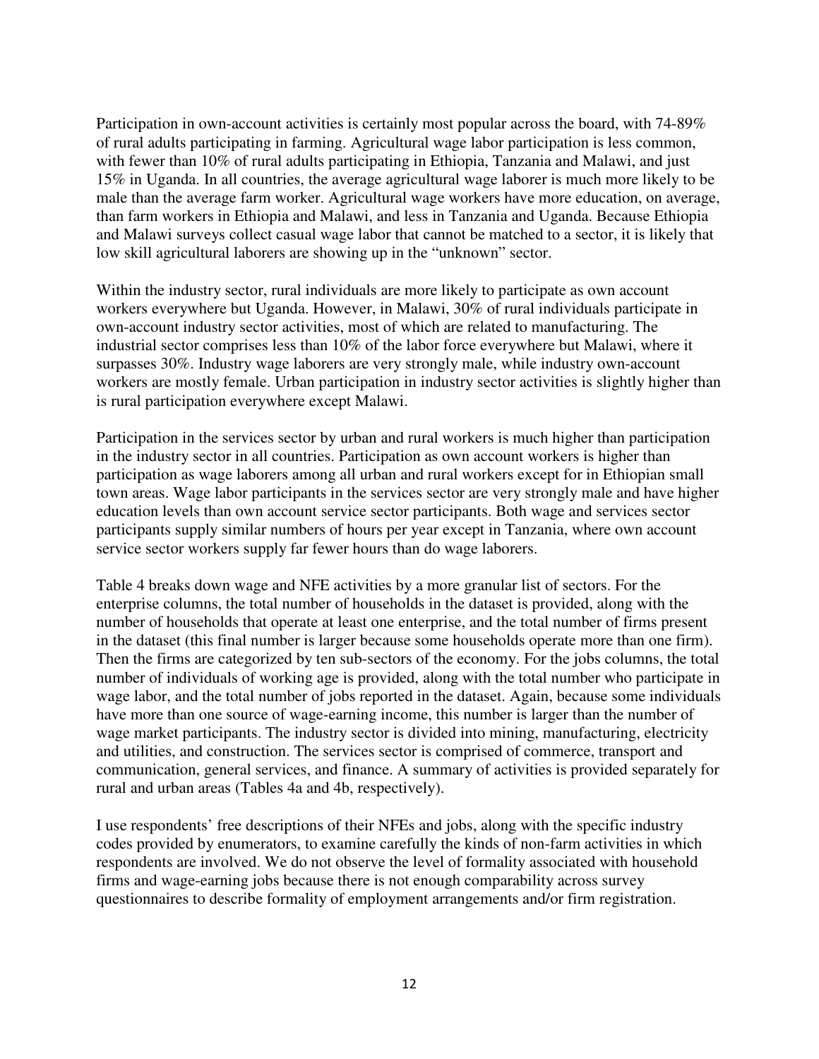Participation in own-account activities is certainly most popular across the board, with 74-89% of rural adults participating in farming. Agricultural wage labor participation is less common, with fewer than 10% of rural adults participating in Ethiopia, Tanzania and Malawi, and just 15% in Uganda. In all countries, the average agricultural wage laborer is much more likely to be male than the average farm worker. Agricultural wage workers have more education, on average, than farm workers in Ethiopia and Malawi, and less in Tanzania and Uganda. Because Ethiopia and Malawi surveys collect casual wage labor that cannot be matched to a sector, it is likely that low skill agricultural laborers are showing up in the "unknown" sector.

Within the industry sector, rural individuals are more likely to participate as own account workers everywhere but Uganda. However, in Malawi, 30% of rural individuals participate in own-account industry sector activities, most of which are related to manufacturing. The industrial sector comprises less than 10% of the labor force everywhere but Malawi, where it surpasses 30%. Industry wage laborers are very strongly male, while industry own-account workers are mostly female. Urban participation in industry sector activities is slightly higher than is rural participation everywhere except Malawi.

Participation in the services sector by urban and rural workers is much higher than participation in the industry sector in all countries. Participation as own account workers is higher than participation as wage laborers among all urban and rural workers except for in Ethiopian small town areas. Wage labor participants in the services sector are very strongly male and have higher education levels than own account service sector participants. Both wage and services sector participants supply similar numbers of hours per year except in Tanzania, where own account service sector workers supply far fewer hours than do wage laborers.

Table 4 breaks down wage and NFE activities by a more granular list of sectors. For the enterprise columns, the total number of households in the dataset is provided, along with the number of households that operate at least one enterprise, and the total number of firms present in the dataset (this final number is larger because some households operate more than one firm). Then the firms are categorized by ten sub-sectors of the economy. For the jobs columns, the total number of individuals of working age is provided, along with the total number who participate in wage labor, and the total number of jobs reported in the dataset. Again, because some individuals have more than one source of wage-earning income, this number is larger than the number of wage market participants. The industry sector is divided into mining, manufacturing, electricity and utilities, and construction. The services sector is comprised of commerce, transport and communication, general services, and finance. A summary of activities is provided separately for rural and urban areas (Tables 4a and 4b, respectively).

I use respondents' free descriptions of their NFEs and jobs, along with the specific industry codes provided by enumerators, to examine carefully the kinds of non-farm activities in which respondents are involved. We do not observe the level of formality associated with household firms and wage-earning jobs because there is not enough comparability across survey questionnaires to describe formality of employment arrangements and/or firm registration.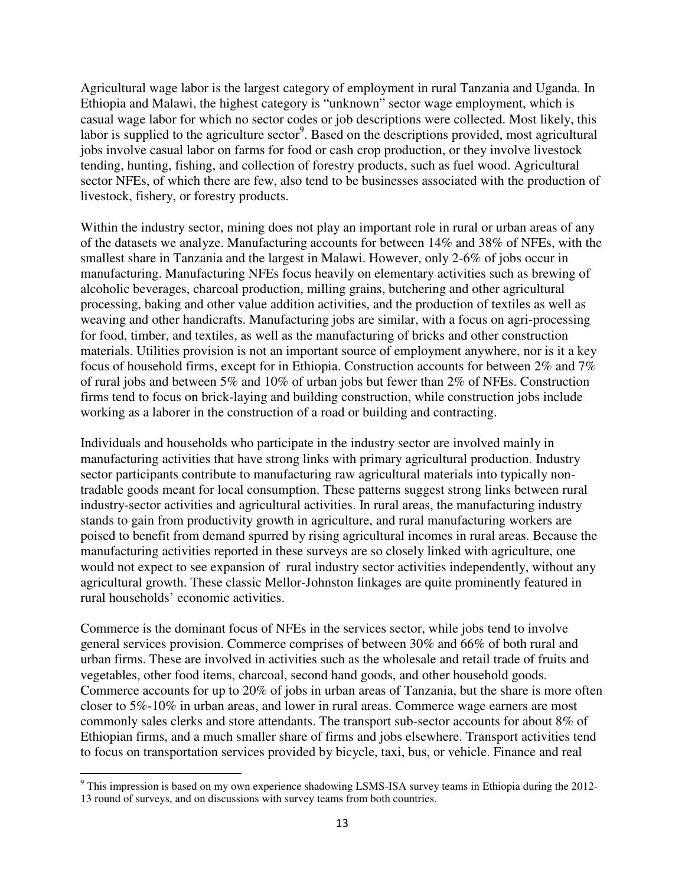Agricultural wage labor is the largest category of employment in rural Tanzania and Uganda. In Ethiopia and Malawi, the highest category is "unknown" sector wage employment, which is casual wage labor for which no sector codes or job descriptions were collected. Most likely, this labor is supplied to the agriculture sector[9]. Based on the descriptions provided, most agricultural jobs involve casual labor on farms for food or cash crop production, or they involve livestock tending, hunting, fishing, and collection of forestry products, such as fuel wood. Agricultural sector NFEs, of which there are few, also tend to be businesses associated with the production of livestock, fishery, or forestry products.

Within the industry sector, mining does not play an important role in rural or urban areas of any of the datasets we analyze. Manufacturing accounts for between 14% and 38% of NFEs, with the smallest share in Tanzania and the largest in Malawi. However, only 2-6% of jobs occur in manufacturing. Manufacturing NFEs focus heavily on elementary activities such as brewing of alcoholic beverages, charcoal production, milling grains, butchering and other agricultural processing, baking and other value addition activities, and the production of textiles as well as weaving and other handicrafts. Manufacturing jobs are similar, with a focus on agri-processing for food, timber, and textiles, as well as the manufacturing of bricks and other construction materials. Utilities provision is not an important source of employment anywhere, nor is it a key focus of household firms, except for in Ethiopia. Construction accounts for between 2% and 7% of rural jobs and between 5% and 10% of urban jobs but fewer than 2% of NFEs. Construction firms tend to focus on brick-laying and building construction, while construction jobs include working as a laborer in the construction of a road or building and contracting.

Individuals and households who participate in the industry sector are involved mainly in manufacturing activities that have strong links with primary agricultural production. Industry sector participants contribute to manufacturing raw agricultural materials into typically non-tradable goods meant for local consumption. These patterns suggest strong links between rural industry-sector activities and agricultural activities. In rural areas, the manufacturing industry stands to gain from productivity growth in agriculture, and rural manufacturing workers are poised to benefit from demand spurred by rising agricultural incomes in rural areas. Because the manufacturing activities reported in these surveys are so closely linked with agriculture, one would not expect to see expansion of rural industry sector activities independently, without any agricultural growth. These classic Mellor-Johnston linkages are quite prominently featured in rural households' economic activities.

Commerce is the dominant focus of NFEs in the services sector, while jobs tend to involve general services provision. Commerce comprises of between 30% and 66% of both rural and urban firms. These are involved in activities such as the wholesale and retail trade of fruits and vegetables, other food items, charcoal, second hand goods, and other household goods. Commerce accounts for up to 20% of jobs in urban areas of Tanzania, but the share is more often closer to 5%-10% in urban areas, and lower in rural areas. Commerce wage earners are most commonly sales clerks and store attendants. The transport sub-sector accounts for about 8% of Ethiopian firms, and a much smaller share of firms and jobs elsewhere. Transport activities tend to focus on transportation services provided by bicycle, taxi, bus, or vehicle. Finance and real

[9] This impression is based on my own experience shadowing LSMS-ISA survey teams in Ethiopia during the 2012-13 round of surveys, and on discussions with survey teams from both countries.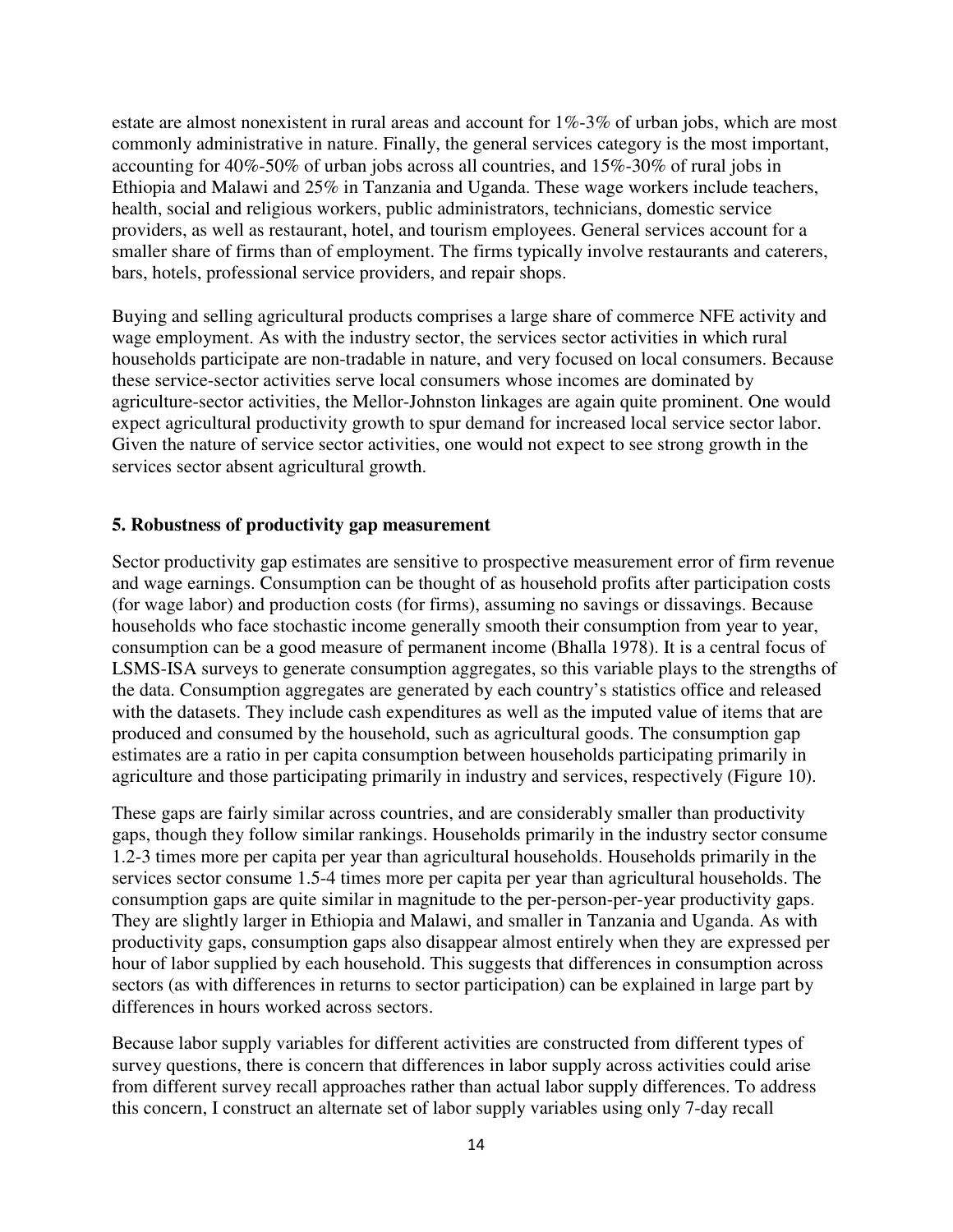estate are almost nonexistent in rural areas and account for 1%-3% of urban jobs, which are most commonly administrative in nature. Finally, the general services category is the most important, accounting for 40%-50% of urban jobs across all countries, and 15%-30% of rural jobs in Ethiopia and Malawi and 25% in Tanzania and Uganda. These wage workers include teachers, health, social and religious workers, public administrators, technicians, domestic service providers, as well as restaurant, hotel, and tourism employees. General services account for a smaller share of firms than of employment. The firms typically involve restaurants and caterers, bars, hotels, professional service providers, and repair shops.

Buying and selling agricultural products comprises a large share of commerce NFE activity and wage employment. As with the industry sector, the services sector activities in which rural households participate are non-tradable in nature, and very focused on local consumers. Because these service-sector activities serve local consumers whose incomes are dominated by agriculture-sector activities, the Mellor-Johnston linkages are again quite prominent. One would expect agricultural productivity growth to spur demand for increased local service sector labor. Given the nature of service sector activities, one would not expect to see strong growth in the services sector absent agricultural growth.

## 5. Robustness of productivity gap measurement

Sector productivity gap estimates are sensitive to prospective measurement error of firm revenue and wage earnings. Consumption can be thought of as household profits after participation costs (for wage labor) and production costs (for firms), assuming no savings or dissavings. Because households who face stochastic income generally smooth their consumption from year to year, consumption can be a good measure of permanent income (Bhalla 1978). It is a central focus of LSMS-ISA surveys to generate consumption aggregates, so this variable plays to the strengths of the data. Consumption aggregates are generated by each country's statistics office and released with the datasets. They include cash expenditures as well as the imputed value of items that are produced and consumed by the household, such as agricultural goods. The consumption gap estimates are a ratio in per capita consumption between households participating primarily in agriculture and those participating primarily in industry and services, respectively (Figure 10).

These gaps are fairly similar across countries, and are considerably smaller than productivity gaps, though they follow similar rankings. Households primarily in the industry sector consume 1.2-3 times more per capita per year than agricultural households. Households primarily in the services sector consume 1.5-4 times more per capita per year than agricultural households. The consumption gaps are quite similar in magnitude to the per-person-per-year productivity gaps. They are slightly larger in Ethiopia and Malawi, and smaller in Tanzania and Uganda. As with productivity gaps, consumption gaps also disappear almost entirely when they are expressed per hour of labor supplied by each household. This suggests that differences in consumption across sectors (as with differences in returns to sector participation) can be explained in large part by differences in hours worked across sectors.

Because labor supply variables for different activities are constructed from different types of survey questions, there is concern that differences in labor supply across activities could arise from different survey recall approaches rather than actual labor supply differences. To address this concern, I construct an alternate set of labor supply variables using only 7-day recall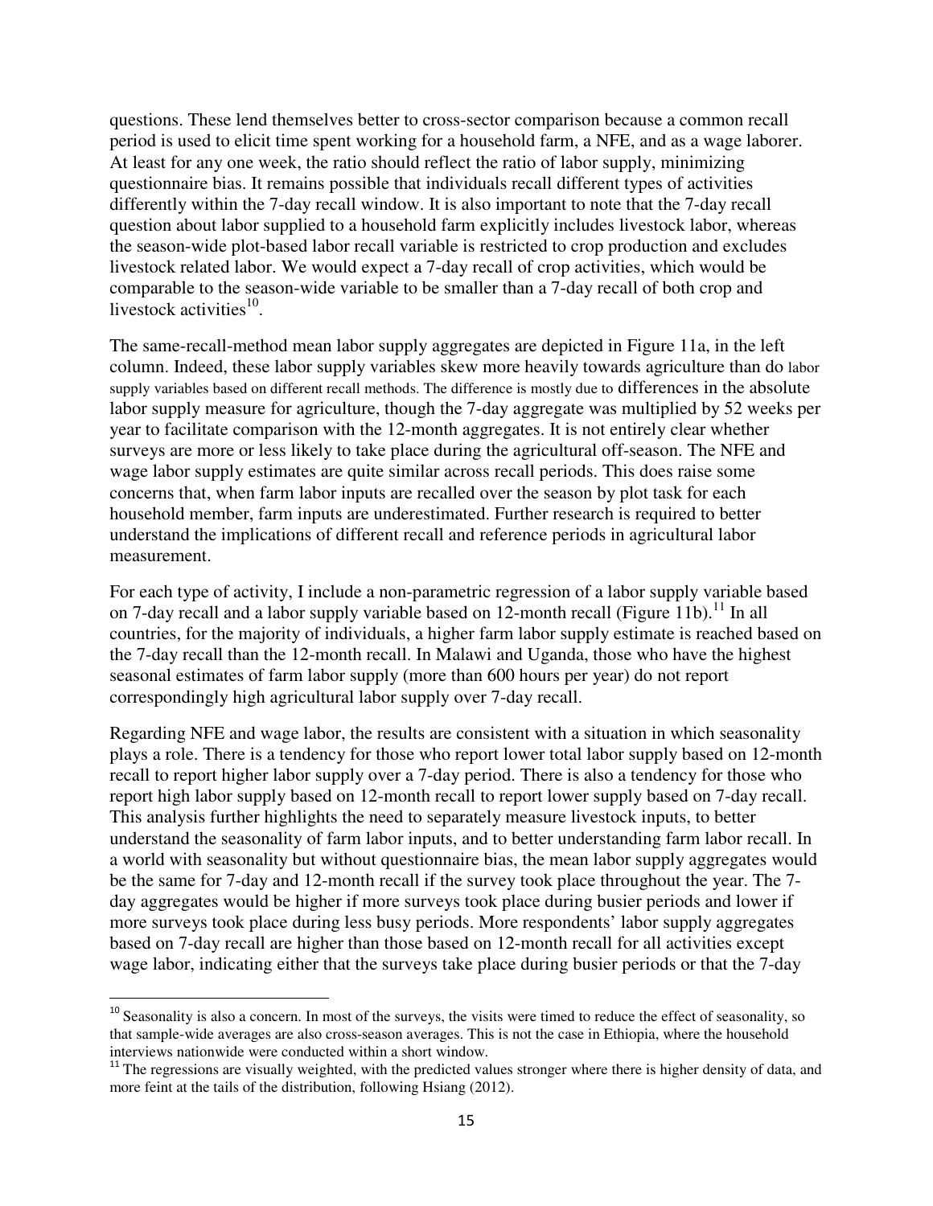questions. These lend themselves better to cross-sector comparison because a common recall period is used to elicit time spent working for a household farm, a NFE, and as a wage laborer. At least for any one week, the ratio should reflect the ratio of labor supply, minimizing questionnaire bias. It remains possible that individuals recall different types of activities differently within the 7-day recall window. It is also important to note that the 7-day recall question about labor supplied to a household farm explicitly includes livestock labor, whereas the season-wide plot-based labor recall variable is restricted to crop production and excludes livestock related labor. We would expect a 7-day recall of crop activities, which would be comparable to the season-wide variable to be smaller than a 7-day recall of both crop and livestock activities[10].

The same-recall-method mean labor supply aggregates are depicted in Figure 11a, in the left column. Indeed, these labor supply variables skew more heavily towards agriculture than do labor supply variables based on different recall methods. The difference is mostly due to differences in the absolute labor supply measure for agriculture, though the 7-day aggregate was multiplied by 52 weeks per year to facilitate comparison with the 12-month aggregates. It is not entirely clear whether surveys are more or less likely to take place during the agricultural off-season. The NFE and wage labor supply estimates are quite similar across recall periods. This does raise some concerns that, when farm labor inputs are recalled over the season by plot task for each household member, farm inputs are underestimated. Further research is required to better understand the implications of different recall and reference periods in agricultural labor measurement.

For each type of activity, I include a non-parametric regression of a labor supply variable based on 7-day recall and a labor supply variable based on 12-month recall (Figure 11b).[11] In all countries, for the majority of individuals, a higher farm labor supply estimate is reached based on the 7-day recall than the 12-month recall. In Malawi and Uganda, those who have the highest seasonal estimates of farm labor supply (more than 600 hours per year) do not report correspondingly high agricultural labor supply over 7-day recall.

Regarding NFE and wage labor, the results are consistent with a situation in which seasonality plays a role. There is a tendency for those who report lower total labor supply based on 12-month recall to report higher labor supply over a 7-day period. There is also a tendency for those who report high labor supply based on 12-month recall to report lower supply based on 7-day recall. This analysis further highlights the need to separately measure livestock inputs, to better understand the seasonality of farm labor inputs, and to better understanding farm labor recall. In a world with seasonality but without questionnaire bias, the mean labor supply aggregates would be the same for 7-day and 12-month recall if the survey took place throughout the year. The 7-day aggregates would be higher if more surveys took place during busier periods and lower if more surveys took place during less busy periods. More respondents' labor supply aggregates based on 7-day recall are higher than those based on 12-month recall for all activities except wage labor, indicating either that the surveys take place during busier periods or that the 7-day

[10] Seasonality is also a concern. In most of the surveys, the visits were timed to reduce the effect of seasonality, so that sample-wide averages are also cross-season averages. This is not the case in Ethiopia, where the household interviews nationwide were conducted within a short window.

[11] The regressions are visually weighted, with the predicted values stronger where there is higher density of data, and more feint at the tails of the distribution, following Hsiang (2012).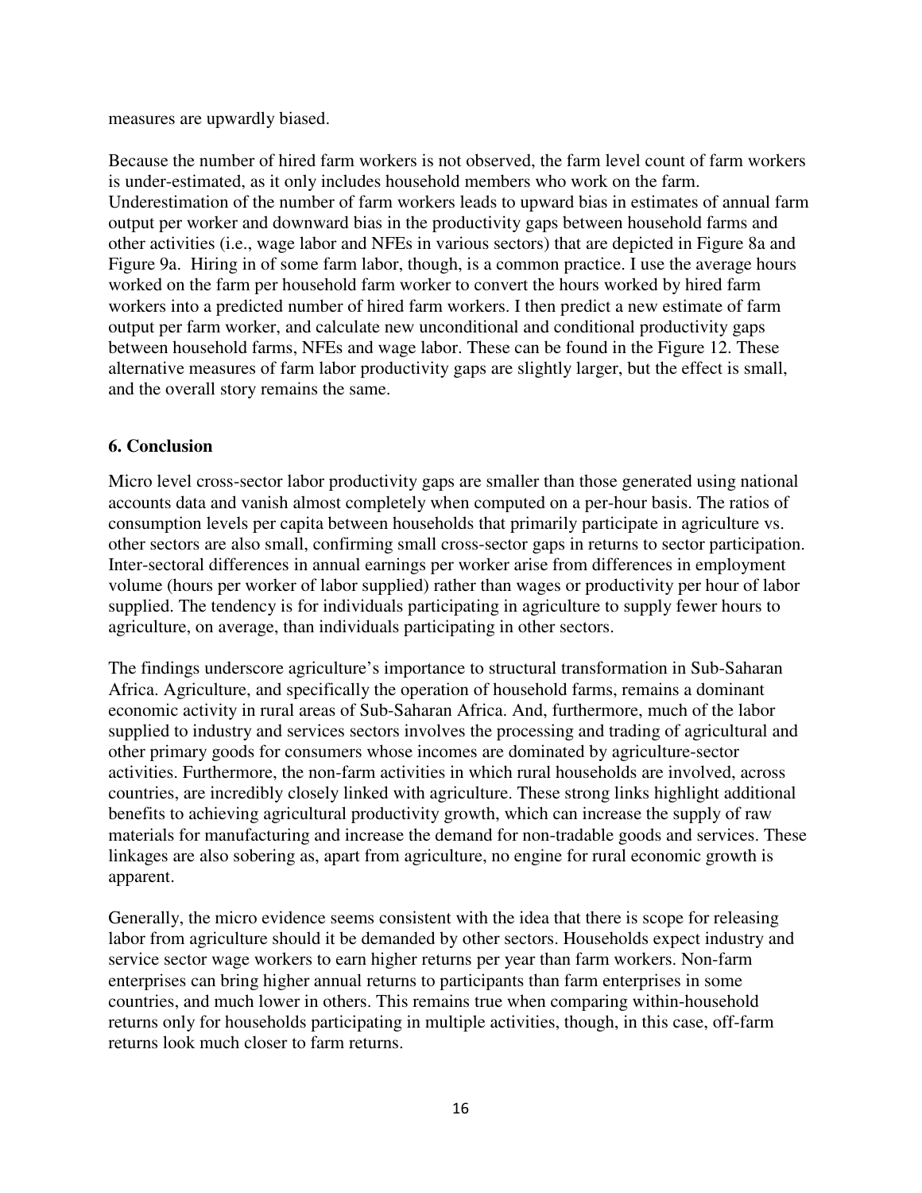measures are upwardly biased.

Because the number of hired farm workers is not observed, the farm level count of farm workers is under-estimated, as it only includes household members who work on the farm. Underestimation of the number of farm workers leads to upward bias in estimates of annual farm output per worker and downward bias in the productivity gaps between household farms and other activities (i.e., wage labor and NFEs in various sectors) that are depicted in Figure 8a and Figure 9a. Hiring in of some farm labor, though, is a common practice. I use the average hours worked on the farm per household farm worker to convert the hours worked by hired farm workers into a predicted number of hired farm workers. I then predict a new estimate of farm output per farm worker, and calculate new unconditional and conditional productivity gaps between household farms, NFEs and wage labor. These can be found in the Figure 12. These alternative measures of farm labor productivity gaps are slightly larger, but the effect is small, and the overall story remains the same.

## 6. Conclusion

Micro level cross-sector labor productivity gaps are smaller than those generated using national accounts data and vanish almost completely when computed on a per-hour basis. The ratios of consumption levels per capita between households that primarily participate in agriculture vs. other sectors are also small, confirming small cross-sector gaps in returns to sector participation. Inter-sectoral differences in annual earnings per worker arise from differences in employment volume (hours per worker of labor supplied) rather than wages or productivity per hour of labor supplied. The tendency is for individuals participating in agriculture to supply fewer hours to agriculture, on average, than individuals participating in other sectors.

The findings underscore agriculture's importance to structural transformation in Sub-Saharan Africa. Agriculture, and specifically the operation of household farms, remains a dominant economic activity in rural areas of Sub-Saharan Africa. And, furthermore, much of the labor supplied to industry and services sectors involves the processing and trading of agricultural and other primary goods for consumers whose incomes are dominated by agriculture-sector activities. Furthermore, the non-farm activities in which rural households are involved, across countries, are incredibly closely linked with agriculture. These strong links highlight additional benefits to achieving agricultural productivity growth, which can increase the supply of raw materials for manufacturing and increase the demand for non-tradable goods and services. These linkages are also sobering as, apart from agriculture, no engine for rural economic growth is apparent.

Generally, the micro evidence seems consistent with the idea that there is scope for releasing labor from agriculture should it be demanded by other sectors. Households expect industry and service sector wage workers to earn higher returns per year than farm workers. Non-farm enterprises can bring higher annual returns to participants than farm enterprises in some countries, and much lower in others. This remains true when comparing within-household returns only for households participating in multiple activities, though, in this case, off-farm returns look much closer to farm returns.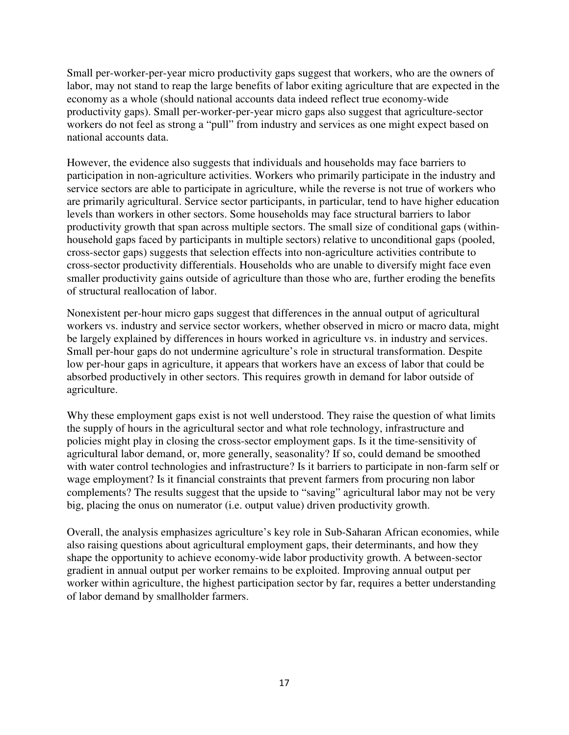Small per-worker-per-year micro productivity gaps suggest that workers, who are the owners of labor, may not stand to reap the large benefits of labor exiting agriculture that are expected in the economy as a whole (should national accounts data indeed reflect true economy-wide productivity gaps). Small per-worker-per-year micro gaps also suggest that agriculture-sector workers do not feel as strong a "pull" from industry and services as one might expect based on national accounts data.

However, the evidence also suggests that individuals and households may face barriers to participation in non-agriculture activities. Workers who primarily participate in the industry and service sectors are able to participate in agriculture, while the reverse is not true of workers who are primarily agricultural. Service sector participants, in particular, tend to have higher education levels than workers in other sectors. Some households may face structural barriers to labor productivity growth that span across multiple sectors. The small size of conditional gaps (within-household gaps faced by participants in multiple sectors) relative to unconditional gaps (pooled, cross-sector gaps) suggests that selection effects into non-agriculture activities contribute to cross-sector productivity differentials. Households who are unable to diversify might face even smaller productivity gains outside of agriculture than those who are, further eroding the benefits of structural reallocation of labor.

Nonexistent per-hour micro gaps suggest that differences in the annual output of agricultural workers vs. industry and service sector workers, whether observed in micro or macro data, might be largely explained by differences in hours worked in agriculture vs. in industry and services. Small per-hour gaps do not undermine agriculture's role in structural transformation. Despite low per-hour gaps in agriculture, it appears that workers have an excess of labor that could be absorbed productively in other sectors. This requires growth in demand for labor outside of agriculture.

Why these employment gaps exist is not well understood. They raise the question of what limits the supply of hours in the agricultural sector and what role technology, infrastructure and policies might play in closing the cross-sector employment gaps. Is it the time-sensitivity of agricultural labor demand, or, more generally, seasonality? If so, could demand be smoothed with water control technologies and infrastructure? Is it barriers to participate in non-farm self or wage employment? Is it financial constraints that prevent farmers from procuring non labor complements? The results suggest that the upside to "saving" agricultural labor may not be very big, placing the onus on numerator (i.e. output value) driven productivity growth.

Overall, the analysis emphasizes agriculture's key role in Sub-Saharan African economies, while also raising questions about agricultural employment gaps, their determinants, and how they shape the opportunity to achieve economy-wide labor productivity growth. A between-sector gradient in annual output per worker remains to be exploited. Improving annual output per worker within agriculture, the highest participation sector by far, requires a better understanding of labor demand by smallholder farmers.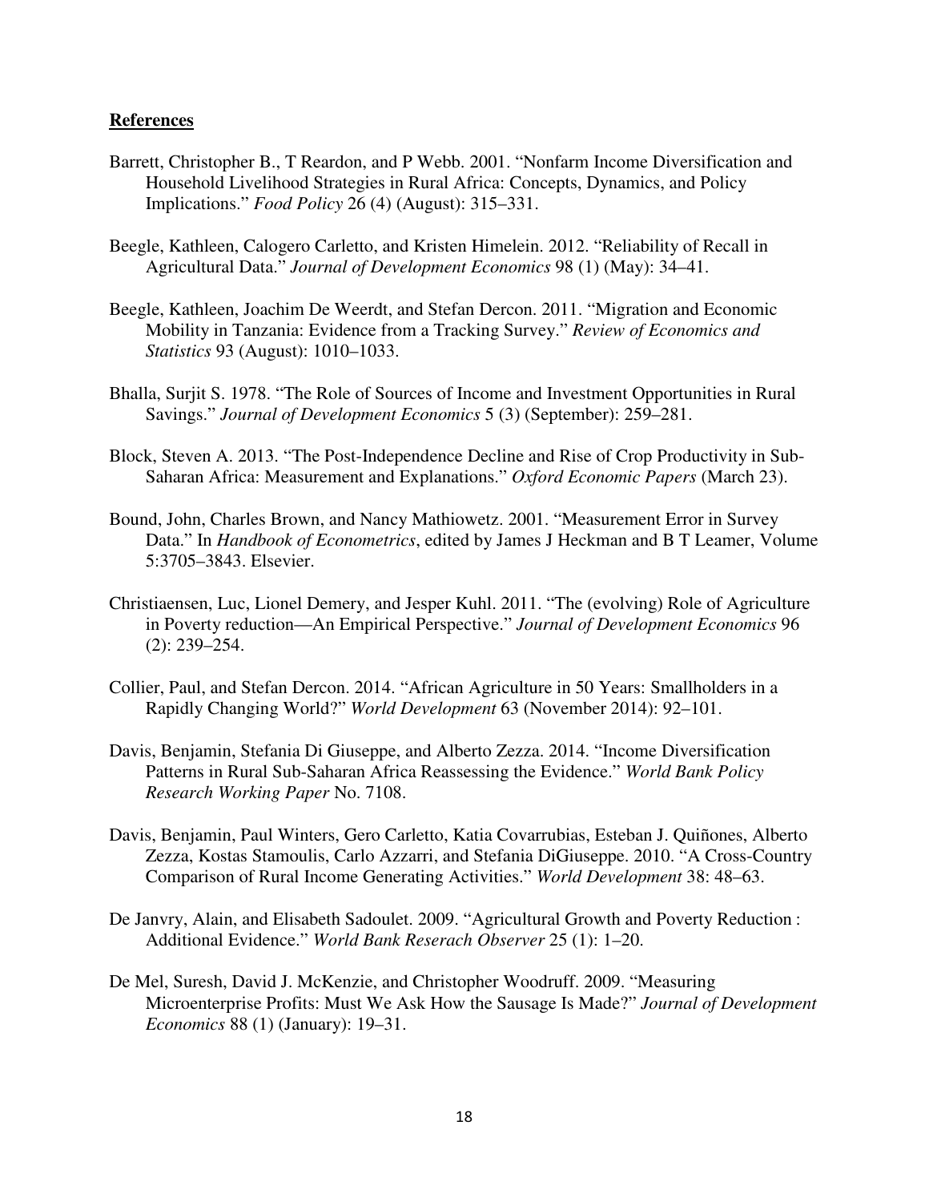## References

Barrett, Christopher B., T Reardon, and P Webb. 2001. "Nonfarm Income Diversification and Household Livelihood Strategies in Rural Africa: Concepts, Dynamics, and Policy Implications." *Food Policy* 26 (4) (August): 315–331.

Beegle, Kathleen, Calogero Carletto, and Kristen Himelein. 2012. "Reliability of Recall in Agricultural Data." *Journal of Development Economics* 98 (1) (May): 34–41.

Beegle, Kathleen, Joachim De Weerdt, and Stefan Dercon. 2011. "Migration and Economic Mobility in Tanzania: Evidence from a Tracking Survey." *Review of Economics and Statistics* 93 (August): 1010–1033.

Bhalla, Surjit S. 1978. "The Role of Sources of Income and Investment Opportunities in Rural Savings." *Journal of Development Economics* 5 (3) (September): 259–281.

Block, Steven A. 2013. "The Post-Independence Decline and Rise of Crop Productivity in Sub-Saharan Africa: Measurement and Explanations." *Oxford Economic Papers* (March 23).

Bound, John, Charles Brown, and Nancy Mathiowetz. 2001. "Measurement Error in Survey Data." In *Handbook of Econometrics*, edited by James J Heckman and B T Leamer, Volume 5:3705–3843. Elsevier.

Christiaensen, Luc, Lionel Demery, and Jesper Kuhl. 2011. "The (evolving) Role of Agriculture in Poverty reduction—An Empirical Perspective." *Journal of Development Economics* 96 (2): 239–254.

Collier, Paul, and Stefan Dercon. 2014. "African Agriculture in 50 Years: Smallholders in a Rapidly Changing World?" *World Development* 63 (November 2014): 92–101.

Davis, Benjamin, Stefania Di Giuseppe, and Alberto Zezza. 2014. "Income Diversification Patterns in Rural Sub-Saharan Africa Reassessing the Evidence." *World Bank Policy Research Working Paper* No. 7108.

Davis, Benjamin, Paul Winters, Gero Carletto, Katia Covarrubias, Esteban J. Quiñones, Alberto Zezza, Kostas Stamoulis, Carlo Azzarri, and Stefania DiGiuseppe. 2010. "A Cross-Country Comparison of Rural Income Generating Activities." *World Development* 38: 48–63.

De Janvry, Alain, and Elisabeth Sadoulet. 2009. "Agricultural Growth and Poverty Reduction : Additional Evidence." *World Bank Reserach Observer* 25 (1): 1–20.

De Mel, Suresh, David J. McKenzie, and Christopher Woodruff. 2009. "Measuring Microenterprise Profits: Must We Ask How the Sausage Is Made?" *Journal of Development Economics* 88 (1) (January): 19–31.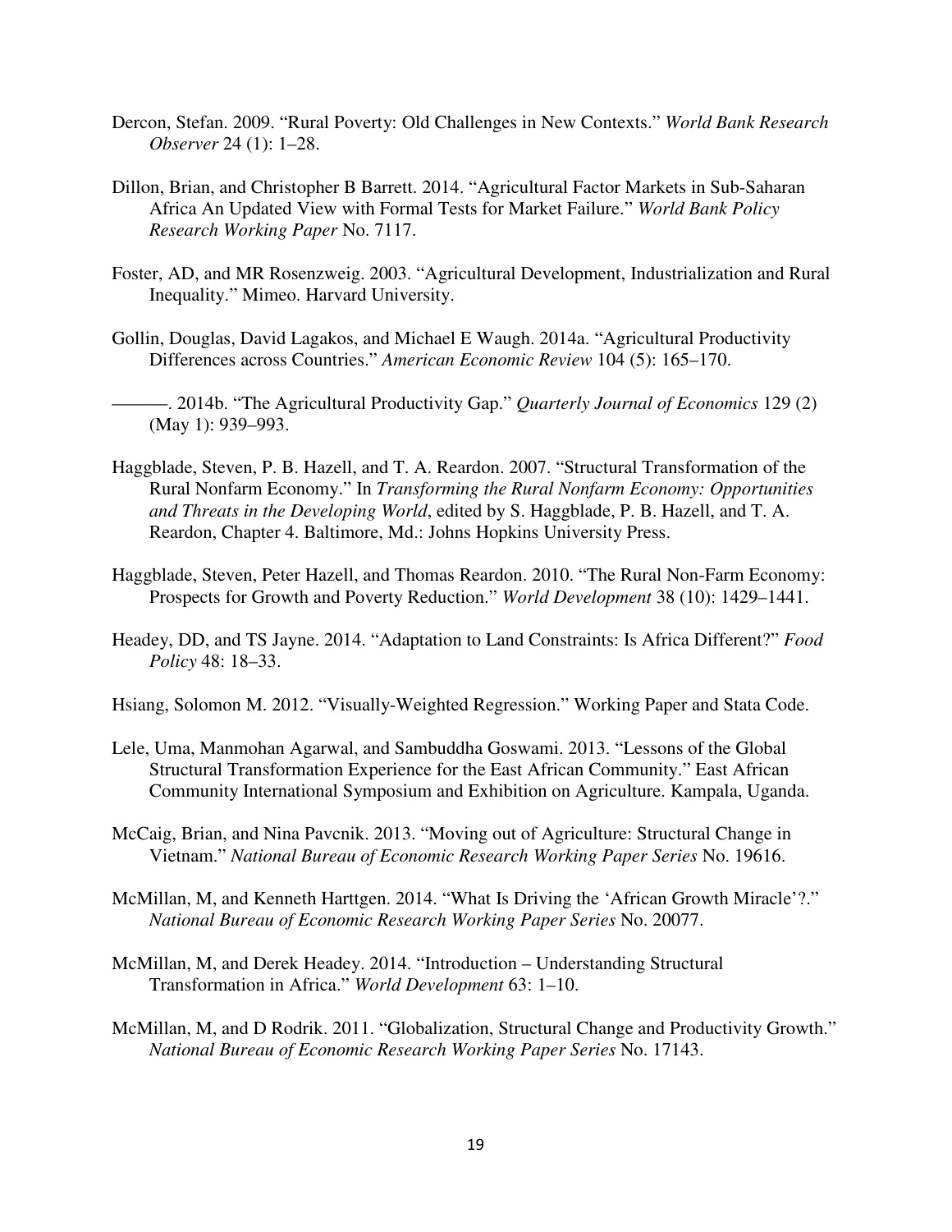Dercon, Stefan. 2009. "Rural Poverty: Old Challenges in New Contexts." *World Bank Research Observer* 24 (1): 1–28.

Dillon, Brian, and Christopher B Barrett. 2014. "Agricultural Factor Markets in Sub-Saharan Africa An Updated View with Formal Tests for Market Failure." *World Bank Policy Research Working Paper* No. 7117.

Foster, AD, and MR Rosenzweig. 2003. "Agricultural Development, Industrialization and Rural Inequality." Mimeo. Harvard University.

Gollin, Douglas, David Lagakos, and Michael E Waugh. 2014a. "Agricultural Productivity Differences across Countries." *American Economic Review* 104 (5): 165–170.

———. 2014b. "The Agricultural Productivity Gap." *Quarterly Journal of Economics* 129 (2) (May 1): 939–993.

Haggblade, Steven, P. B. Hazell, and T. A. Reardon. 2007. "Structural Transformation of the Rural Nonfarm Economy." In *Transforming the Rural Nonfarm Economy: Opportunities and Threats in the Developing World*, edited by S. Haggblade, P. B. Hazell, and T. A. Reardon, Chapter 4. Baltimore, Md.: Johns Hopkins University Press.

Haggblade, Steven, Peter Hazell, and Thomas Reardon. 2010. "The Rural Non-Farm Economy: Prospects for Growth and Poverty Reduction." *World Development* 38 (10): 1429–1441.

Headey, DD, and TS Jayne. 2014. "Adaptation to Land Constraints: Is Africa Different?" *Food Policy* 48: 18–33.

Hsiang, Solomon M. 2012. "Visually-Weighted Regression." Working Paper and Stata Code.

Lele, Uma, Manmohan Agarwal, and Sambuddha Goswami. 2013. "Lessons of the Global Structural Transformation Experience for the East African Community." East African Community International Symposium and Exhibition on Agriculture. Kampala, Uganda.

McCaig, Brian, and Nina Pavcnik. 2013. "Moving out of Agriculture: Structural Change in Vietnam." *National Bureau of Economic Research Working Paper Series* No. 19616.

McMillan, M, and Kenneth Harttgen. 2014. "What Is Driving the 'African Growth Miracle'?." *National Bureau of Economic Research Working Paper Series* No. 20077.

McMillan, M, and Derek Headey. 2014. "Introduction – Understanding Structural Transformation in Africa." *World Development* 63: 1–10.

McMillan, M, and D Rodrik. 2011. "Globalization, Structural Change and Productivity Growth." *National Bureau of Economic Research Working Paper Series* No. 17143.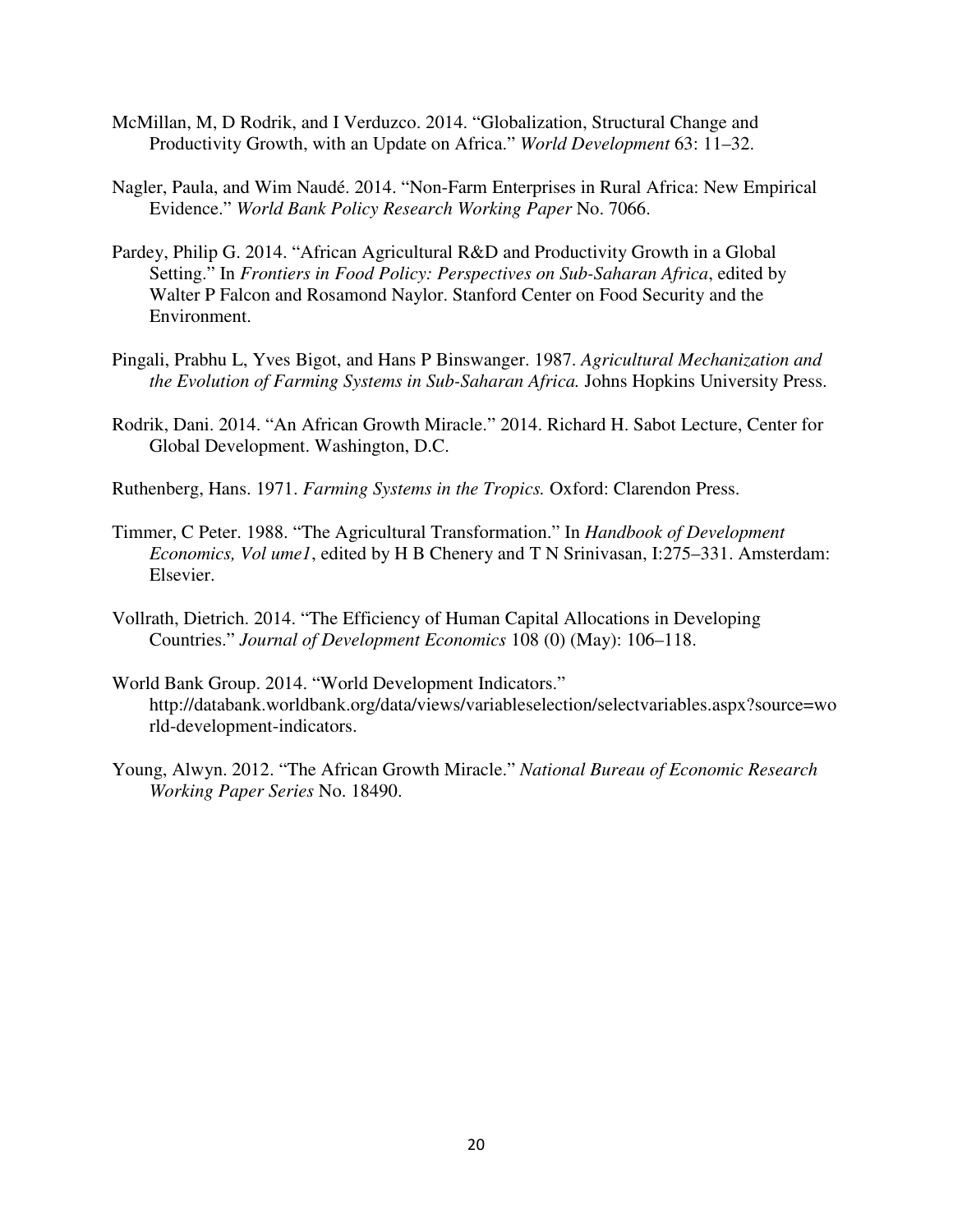McMillan, M, D Rodrik, and I Verduzco. 2014. “Globalization, Structural Change and Productivity Growth, with an Update on Africa.” *World Development* 63: 11–32.

Nagler, Paula, and Wim Naudé. 2014. “Non-Farm Enterprises in Rural Africa: New Empirical Evidence.” *World Bank Policy Research Working Paper* No. 7066.

Pardey, Philip G. 2014. “African Agricultural R&D and Productivity Growth in a Global Setting.” In *Frontiers in Food Policy: Perspectives on Sub-Saharan Africa*, edited by Walter P Falcon and Rosamond Naylor. Stanford Center on Food Security and the Environment.

Pingali, Prabhu L, Yves Bigot, and Hans P Binswanger. 1987. *Agricultural Mechanization and the Evolution of Farming Systems in Sub-Saharan Africa.* Johns Hopkins University Press.

Rodrik, Dani. 2014. “An African Growth Miracle.” 2014. Richard H. Sabot Lecture, Center for Global Development. Washington, D.C.

Ruthenberg, Hans. 1971. *Farming Systems in the Tropics.* Oxford: Clarendon Press.

Timmer, C Peter. 1988. “The Agricultural Transformation.” In *Handbook of Development Economics, Vol ume1*, edited by H B Chenery and T N Srinivasan, I:275–331. Amsterdam: Elsevier.

Vollrath, Dietrich. 2014. “The Efficiency of Human Capital Allocations in Developing Countries.” *Journal of Development Economics* 108 (0) (May): 106–118.

World Bank Group. 2014. “World Development Indicators.” http://databank.worldbank.org/data/views/variableselection/selectvariables.aspx?source=world-development-indicators.

Young, Alwyn. 2012. “The African Growth Miracle.” *National Bureau of Economic Research Working Paper Series* No. 18490.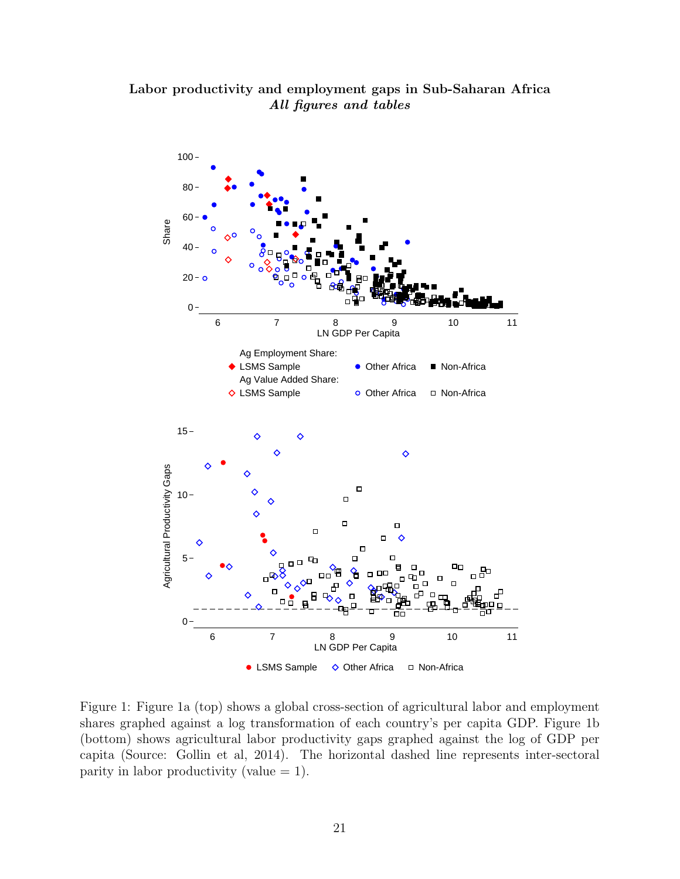**Labor productivity and employment gaps in Sub-Saharan Africa**
***All figures and tables***

Figure 1: Figure 1a (top) shows a global cross-section of agricultural labor and employment shares graphed against a log transformation of each country's per capita GDP. Figure 1b (bottom) shows agricultural labor productivity gaps graphed against the log of GDP per capita (Source: Gollin et al, 2014). The horizontal dashed line represents inter-sectoral parity in labor productivity (value = 1).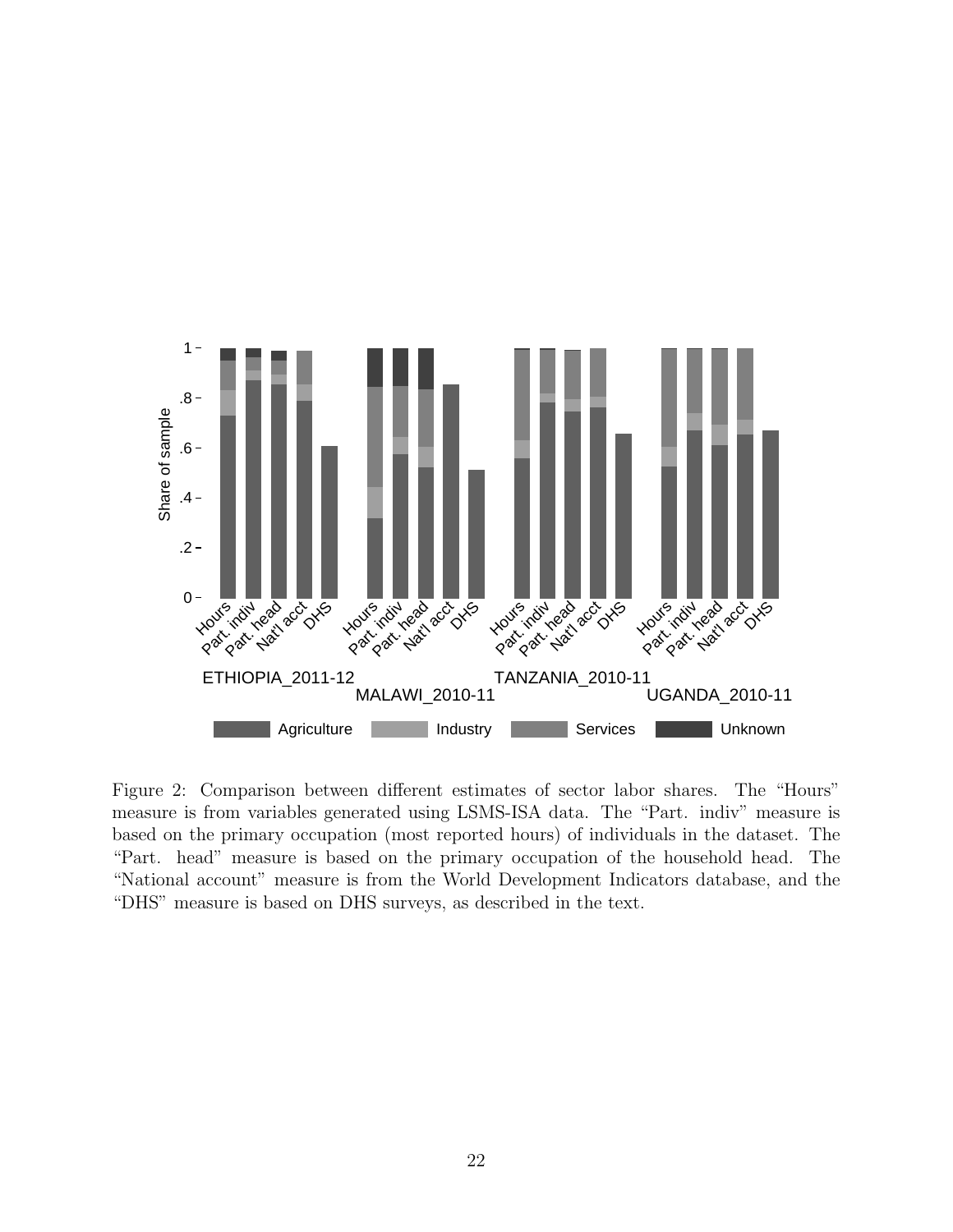Figure 2: Comparison between different estimates of sector labor shares. The "Hours" measure is from variables generated using LSMS-ISA data. The "Part. indiv" measure is based on the primary occupation (most reported hours) of individuals in the dataset. The "Part. head" measure is based on the primary occupation of the household head. The "National account" measure is from the World Development Indicators database, and the "DHS" measure is based on DHS surveys, as described in the text.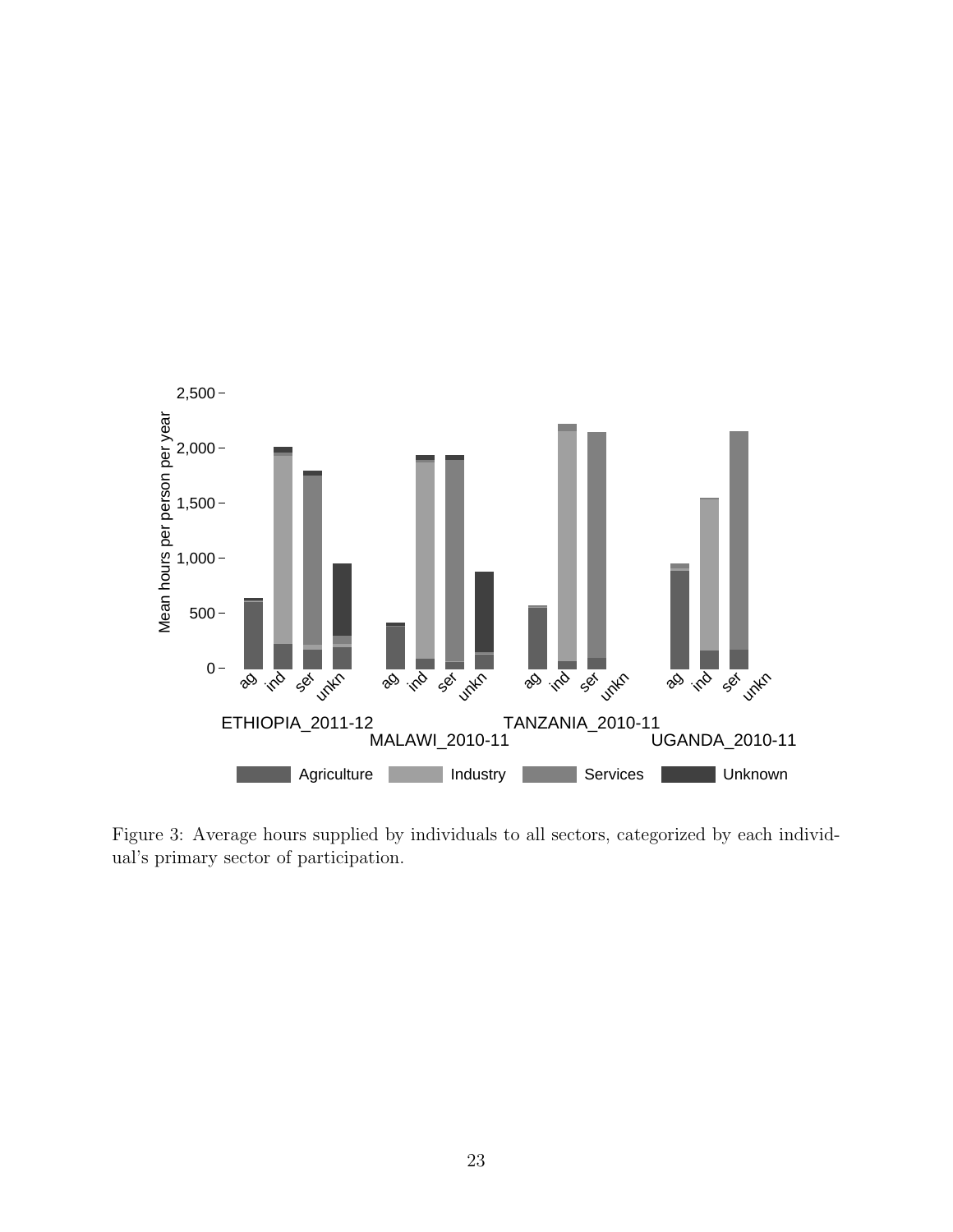Figure 3: Average hours supplied by individuals to all sectors, categorized by each individual's primary sector of participation.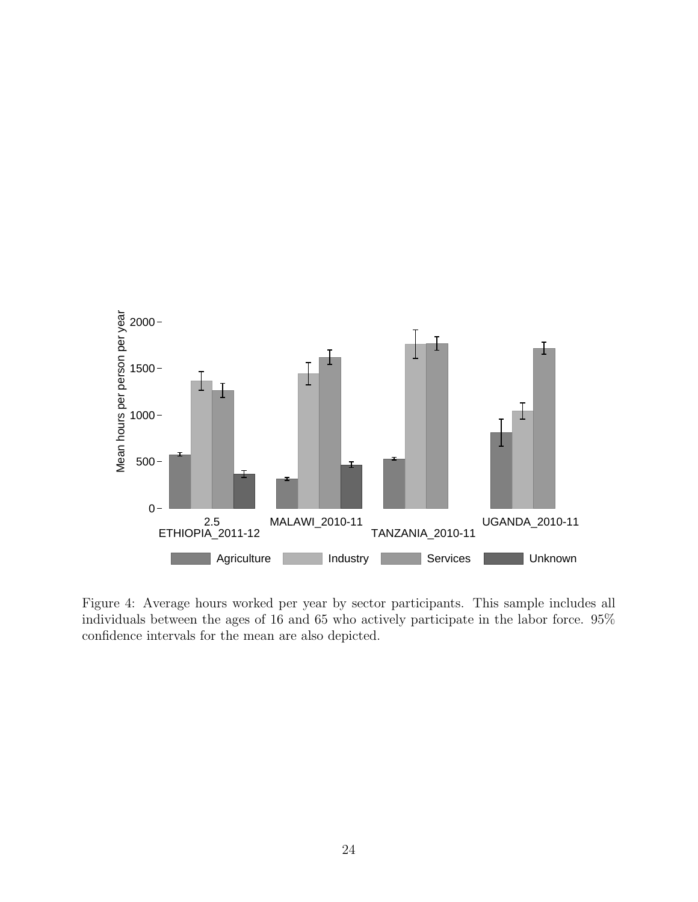Figure 4: Average hours worked per year by sector participants. This sample includes all individuals between the ages of 16 and 65 who actively participate in the labor force. 95% confidence intervals for the mean are also depicted.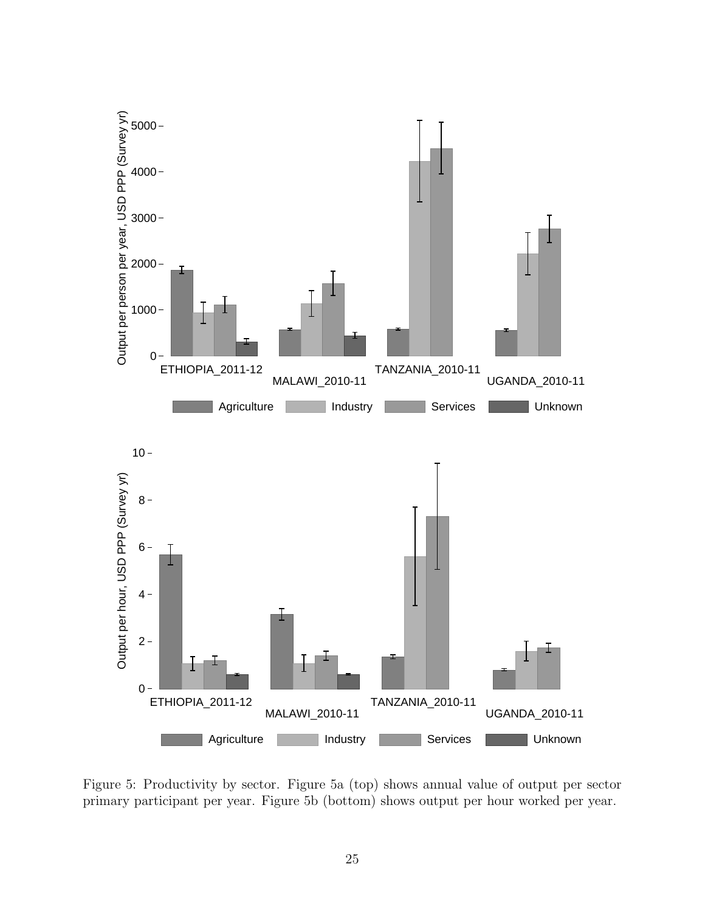Figure 5: Productivity by sector. Figure 5a (top) shows annual value of output per sector primary participant per year. Figure 5b (bottom) shows output per hour worked per year.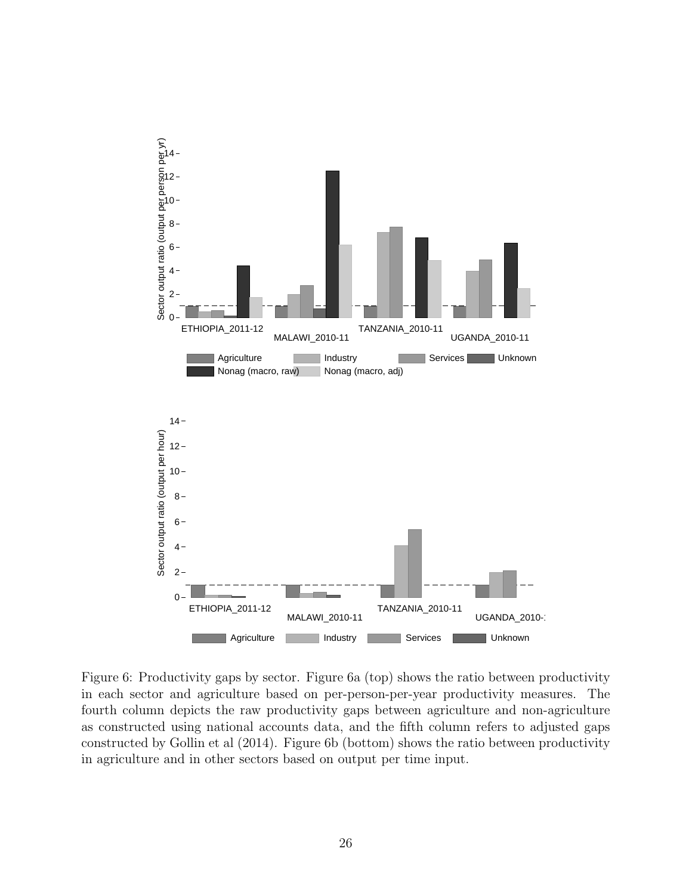Figure 6: Productivity gaps by sector. Figure 6a (top) shows the ratio between productivity in each sector and agriculture based on per-person-per-year productivity measures. The fourth column depicts the raw productivity gaps between agriculture and non-agriculture as constructed using national accounts data, and the fifth column refers to adjusted gaps constructed by Gollin et al (2014). Figure 6b (bottom) shows the ratio between productivity in agriculture and in other sectors based on output per time input.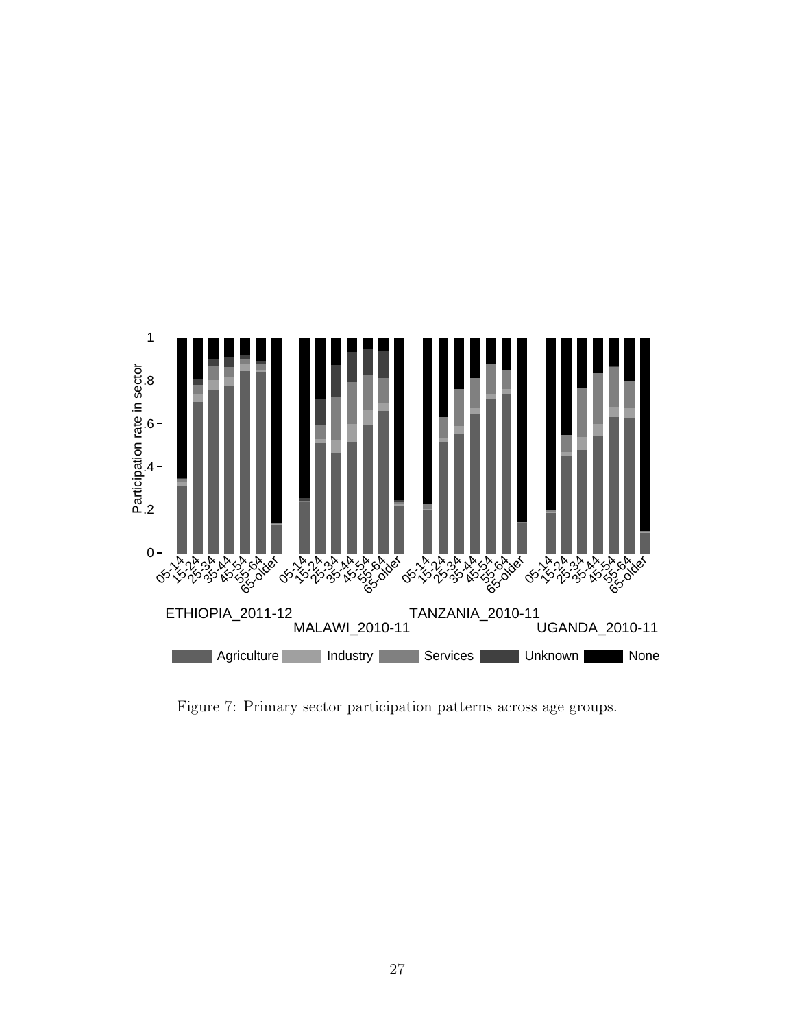Figure 7: Primary sector participation patterns across age groups.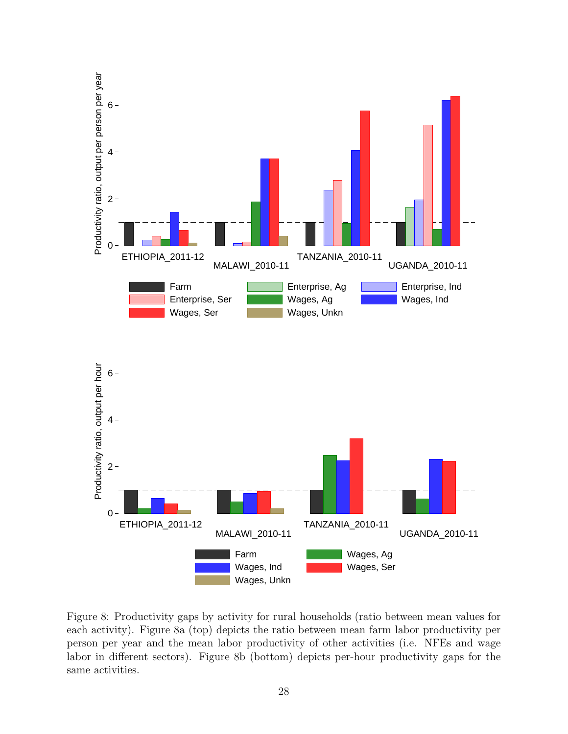Figure 8: Productivity gaps by activity for rural households (ratio between mean values for each activity). Figure 8a (top) depicts the ratio between mean farm labor productivity per person per year and the mean labor productivity of other activities (i.e. NFEs and wage labor in different sectors). Figure 8b (bottom) depicts per-hour productivity gaps for the same activities.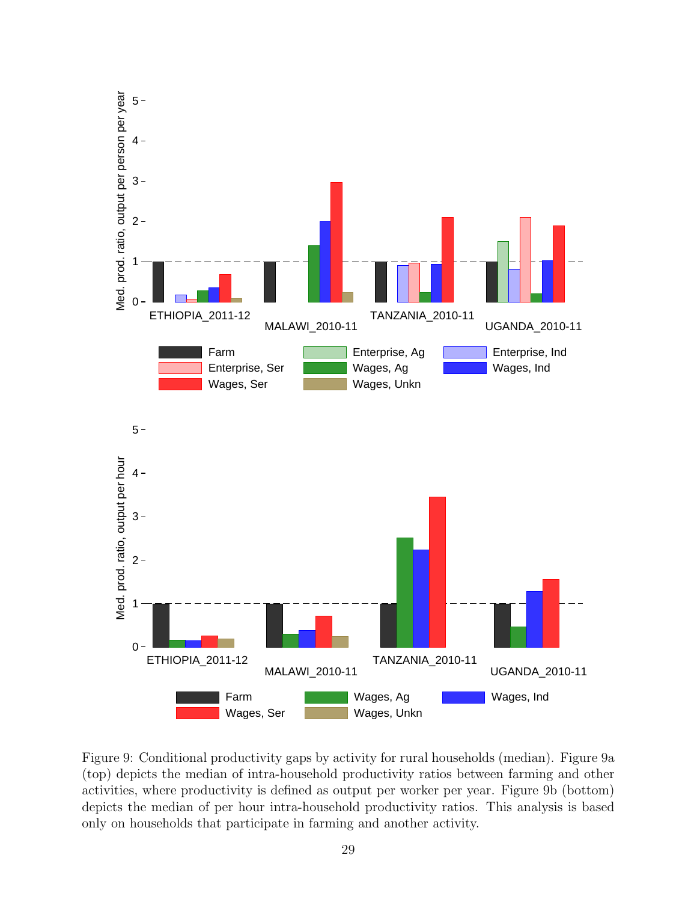Figure 9: Conditional productivity gaps by activity for rural households (median). Figure 9a (top) depicts the median of intra-household productivity ratios between farming and other activities, where productivity is defined as output per worker per year. Figure 9b (bottom) depicts the median of per hour intra-household productivity ratios. This analysis is based only on households that participate in farming and another activity.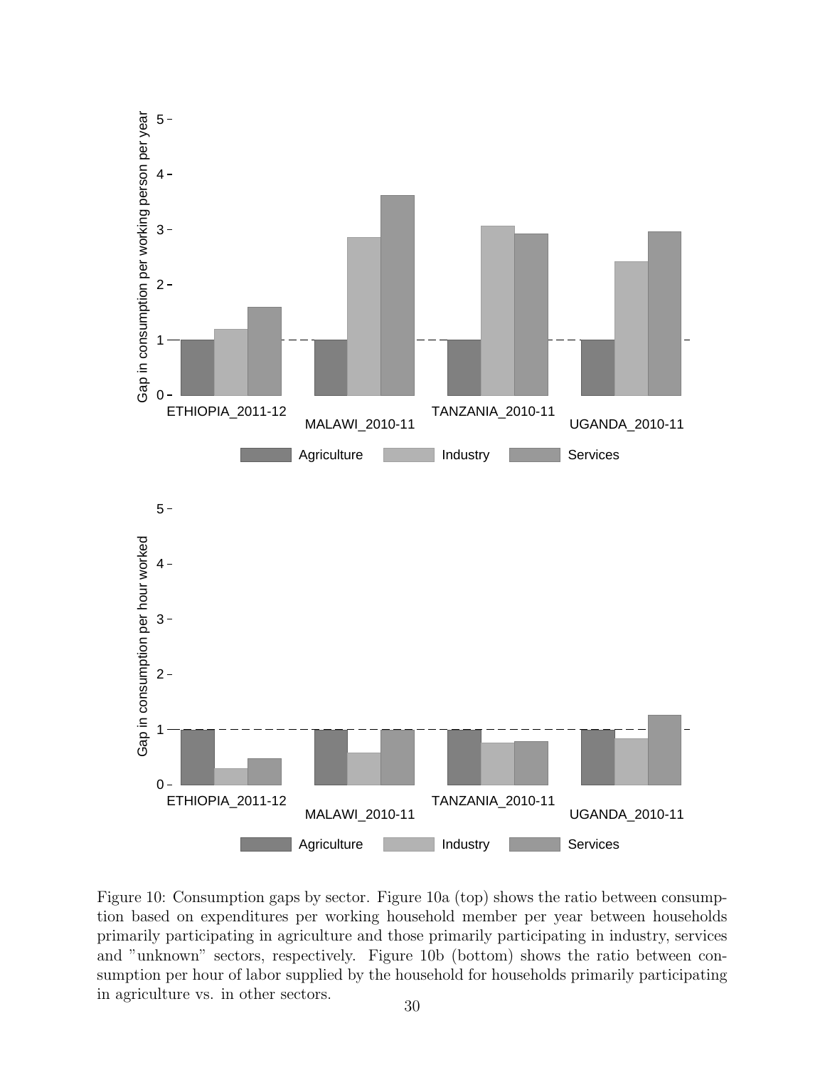Figure 10: Consumption gaps by sector. Figure 10a (top) shows the ratio between consumption based on expenditures per working household member per year between households primarily participating in agriculture and those primarily participating in industry, services and "unknown" sectors, respectively. Figure 10b (bottom) shows the ratio between consumption per hour of labor supplied by the household for households primarily participating in agriculture vs. in other sectors.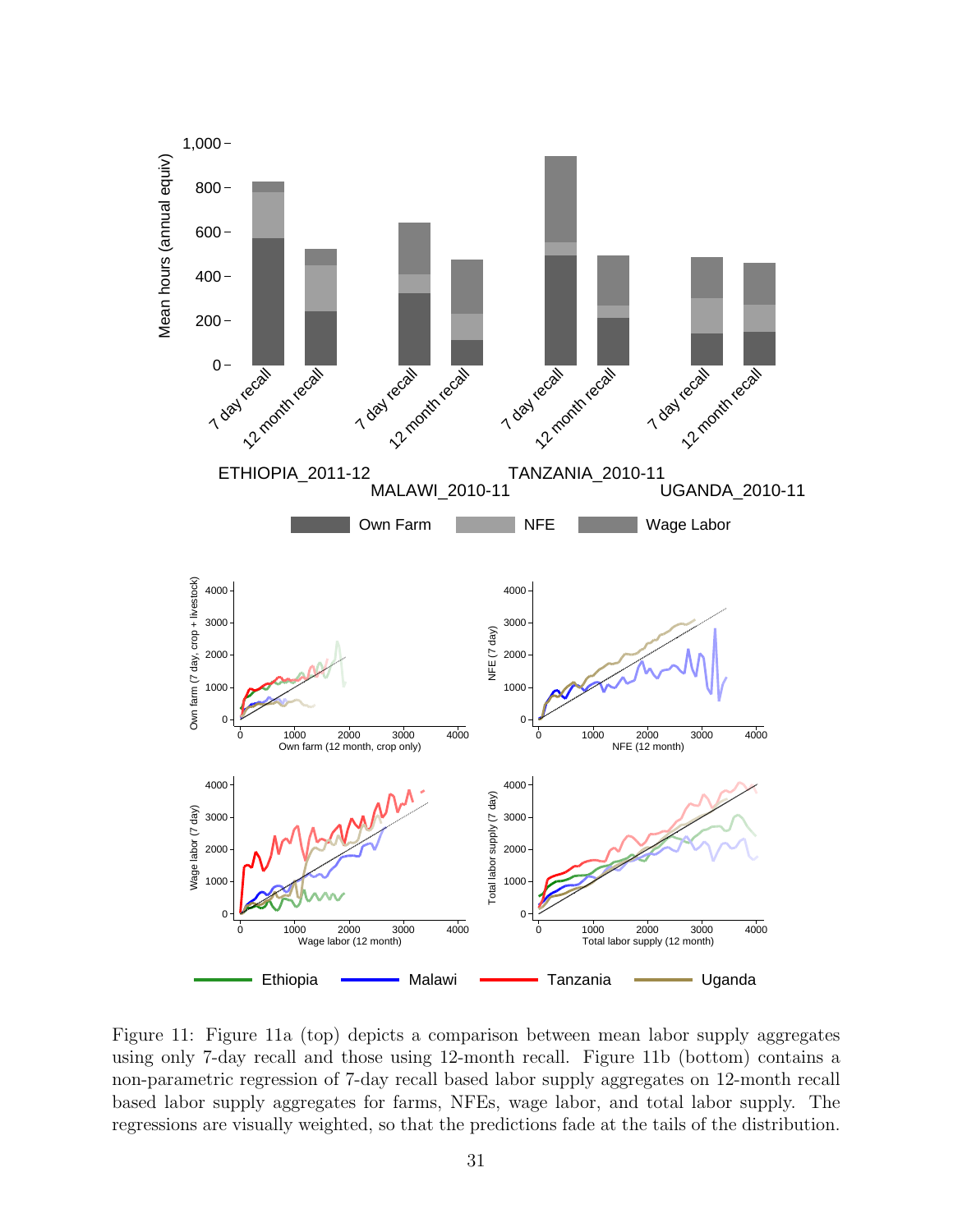Figure 11: Figure 11a (top) depicts a comparison between mean labor supply aggregates using only 7-day recall and those using 12-month recall. Figure 11b (bottom) contains a non-parametric regression of 7-day recall based labor supply aggregates on 12-month recall based labor supply aggregates for farms, NFEs, wage labor, and total labor supply. The regressions are visually weighted, so that the predictions fade at the tails of the distribution.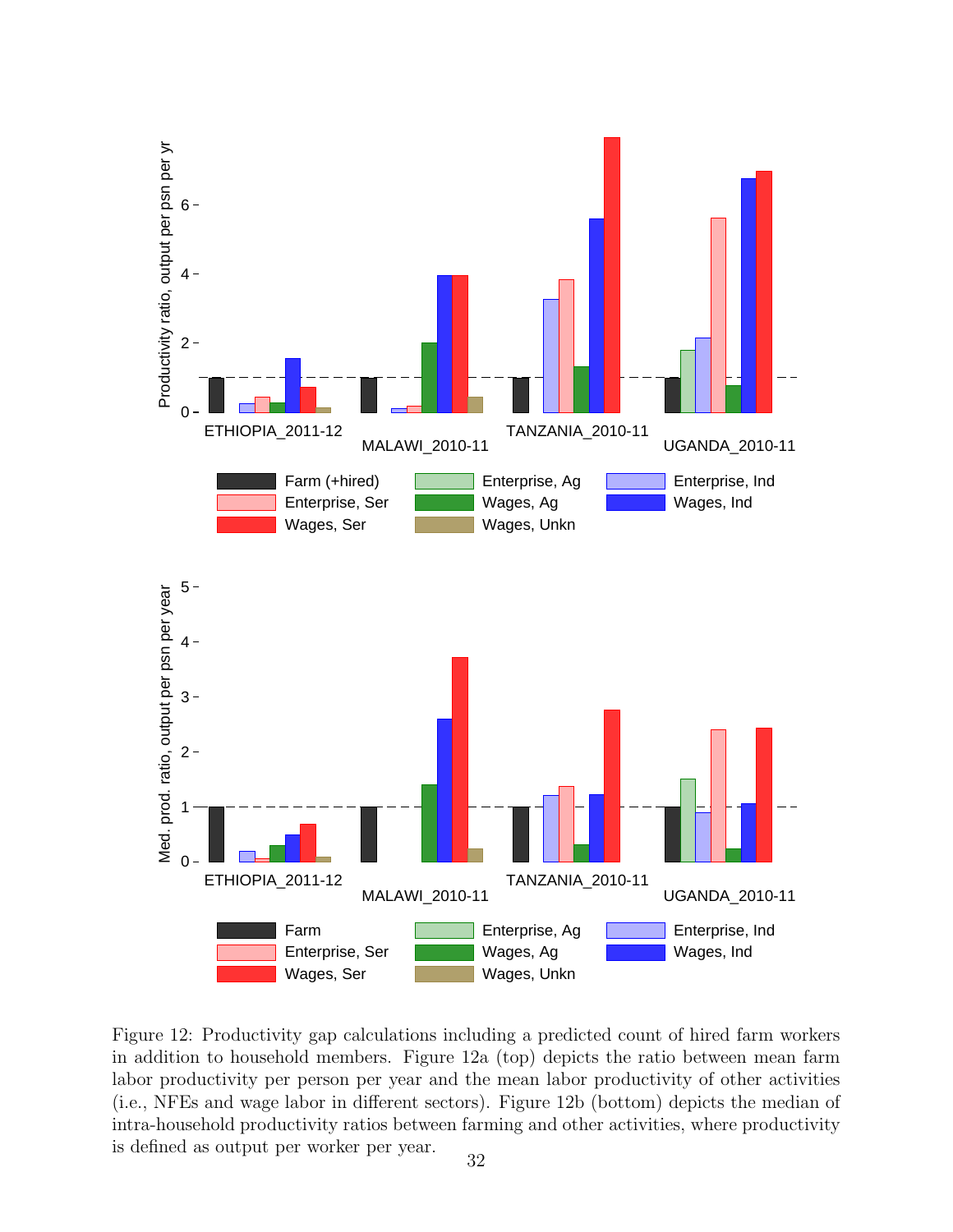Figure 12: Productivity gap calculations including a predicted count of hired farm workers in addition to household members. Figure 12a (top) depicts the ratio between mean farm labor productivity per person per year and the mean labor productivity of other activities (i.e., NFEs and wage labor in different sectors). Figure 12b (bottom) depicts the median of intra-household productivity ratios between farming and other activities, where productivity is defined as output per worker per year.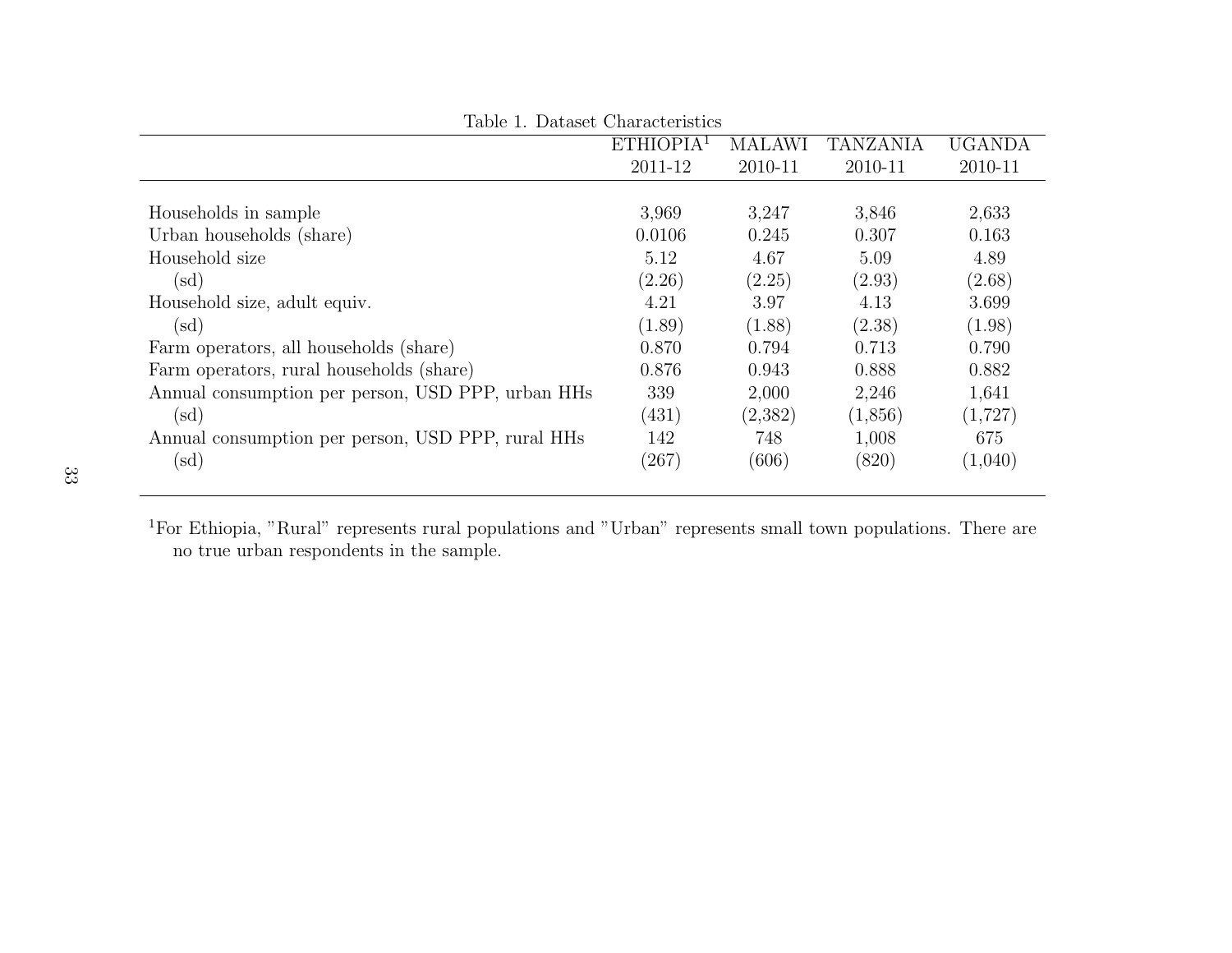Table 1. Dataset Characteristics

| | ETHIOPIA[1] 2011-12 | MALAWI 2010-11 | TANZANIA 2010-11 | UGANDA 2010-11 |
|---|---|---|---|---|
| Households in sample | 3,969 | 3,247 | 3,846 | 2,633 |
| Urban households (share) | 0.0106 | 0.245 | 0.307 | 0.163 |
| Household size | 5.12 | 4.67 | 5.09 | 4.89 |
| (sd) | (2.26) | (2.25) | (2.93) | (2.68) |
| Household size, adult equiv. | 4.21 | 3.97 | 4.13 | 3.699 |
| (sd) | (1.89) | (1.88) | (2.38) | (1.98) |
| Farm operators, all households (share) | 0.870 | 0.794 | 0.713 | 0.790 |
| Farm operators, rural households (share) | 0.876 | 0.943 | 0.888 | 0.882 |
| Annual consumption per person, USD PPP, urban HHs | 339 | 2,000 | 2,246 | 1,641 |
| (sd) | (431) | (2,382) | (1,856) | (1,727) |
| Annual consumption per person, USD PPP, rural HHs | 142 | 748 | 1,008 | 675 |
| (sd) | (267) | (606) | (820) | (1,040) |

[1]For Ethiopia, "Rural" represents rural populations and "Urban" represents small town populations. There are no true urban respondents in the sample.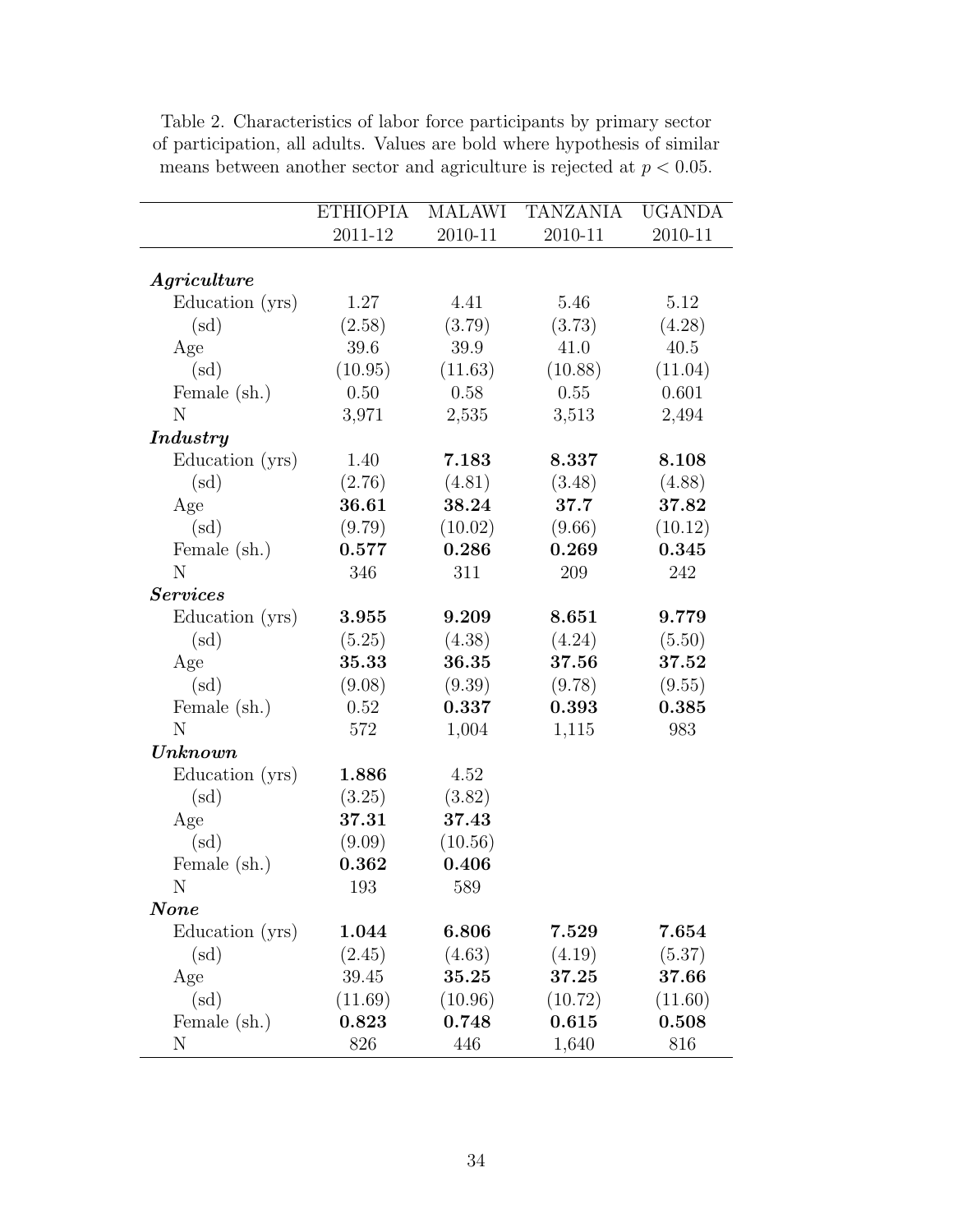Table 2. Characteristics of labor force participants by primary sector of participation, all adults. Values are bold where hypothesis of similar means between another sector and agriculture is rejected at $p < 0.05$.

| | ETHIOPIA 2011-12 | MALAWI 2010-11 | TANZANIA 2010-11 | UGANDA 2010-11 |
|---|---|---|---|---|
| ***Agriculture*** | | | | |
| Education (yrs) | 1.27 | 4.41 | 5.46 | 5.12 |
| (sd) | (2.58) | (3.79) | (3.73) | (4.28) |
| Age | 39.6 | 39.9 | 41.0 | 40.5 |
| (sd) | (10.95) | (11.63) | (10.88) | (11.04) |
| Female (sh.) | 0.50 | 0.58 | 0.55 | 0.601 |
| N | 3,971 | 2,535 | 3,513 | 2,494 |
| ***Industry*** | | | | |
| Education (yrs) | 1.40 | **7.183** | **8.337** | **8.108** |
| (sd) | (2.76) | (4.81) | (3.48) | (4.88) |
| Age | **36.61** | **38.24** | **37.7** | **37.82** |
| (sd) | (9.79) | (10.02) | (9.66) | (10.12) |
| Female (sh.) | **0.577** | **0.286** | **0.269** | **0.345** |
| N | 346 | 311 | 209 | 242 |
| ***Services*** | | | | |
| Education (yrs) | **3.955** | **9.209** | **8.651** | **9.779** |
| (sd) | (5.25) | (4.38) | (4.24) | (5.50) |
| Age | **35.33** | **36.35** | **37.56** | **37.52** |
| (sd) | (9.08) | (9.39) | (9.78) | (9.55) |
| Female (sh.) | 0.52 | **0.337** | **0.393** | **0.385** |
| N | 572 | 1,004 | 1,115 | 983 |
| ***Unknown*** | | | | |
| Education (yrs) | **1.886** | 4.52 | | |
| (sd) | (3.25) | (3.82) | | |
| Age | **37.31** | **37.43** | | |
| (sd) | (9.09) | (10.56) | | |
| Female (sh.) | **0.362** | **0.406** | | |
| N | 193 | 589 | | |
| ***None*** | | | | |
| Education (yrs) | **1.044** | **6.806** | **7.529** | **7.654** |
| (sd) | (2.45) | (4.63) | (4.19) | (5.37) |
| Age | 39.45 | **35.25** | **37.25** | **37.66** |
| (sd) | (11.69) | (10.96) | (10.72) | (11.60) |
| Female (sh.) | **0.823** | **0.748** | **0.615** | **0.508** |
| N | 826 | 446 | 1,640 | 816 |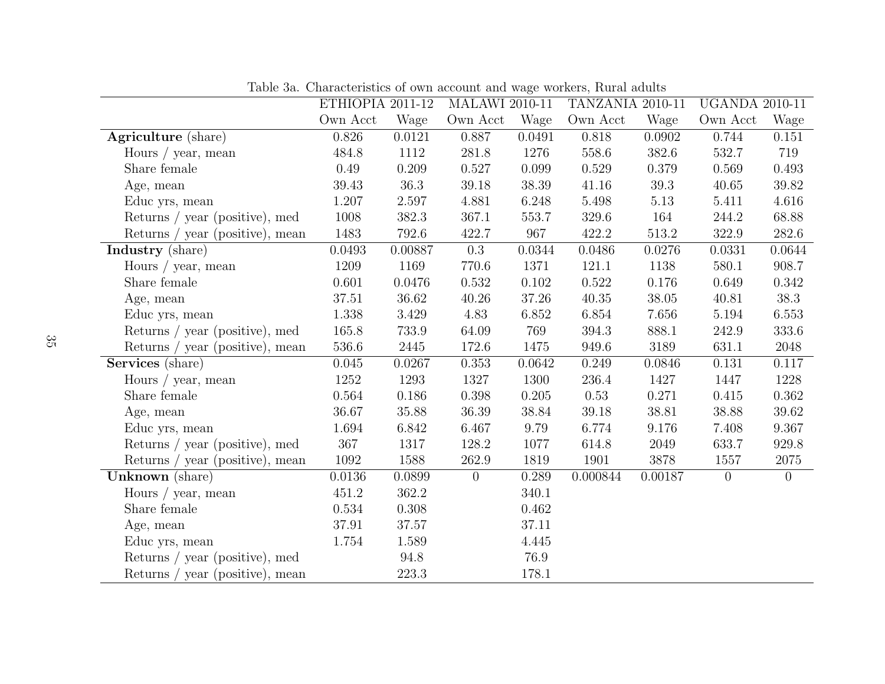Table 3a. Characteristics of own account and wage workers, Rural adults

| | ETHIOPIA 2011-12 | | MALAWI 2010-11 | | TANZANIA 2010-11 | | UGANDA 2010-11 | |
|---|---|---|---|---|---|---|---|---|
| | Own Acct | Wage | Own Acct | Wage | Own Acct | Wage | Own Acct | Wage |
| **Agriculture** (share) | 0.826 | 0.0121 | 0.887 | 0.0491 | 0.818 | 0.0902 | 0.744 | 0.151 |
| Hours / year, mean | 484.8 | 1112 | 281.8 | 1276 | 558.6 | 382.6 | 532.7 | 719 |
| Share female | 0.49 | 0.209 | 0.527 | 0.099 | 0.529 | 0.379 | 0.569 | 0.493 |
| Age, mean | 39.43 | 36.3 | 39.18 | 38.39 | 41.16 | 39.3 | 40.65 | 39.82 |
| Educ yrs, mean | 1.207 | 2.597 | 4.881 | 6.248 | 5.498 | 5.13 | 5.411 | 4.616 |
| Returns / year (positive), med | 1008 | 382.3 | 367.1 | 553.7 | 329.6 | 164 | 244.2 | 68.88 |
| Returns / year (positive), mean | 1483 | 792.6 | 422.7 | 967 | 422.2 | 513.2 | 322.9 | 282.6 |
| **Industry** (share) | 0.0493 | 0.00887 | 0.3 | 0.0344 | 0.0486 | 0.0276 | 0.0331 | 0.0644 |
| Hours / year, mean | 1209 | 1169 | 770.6 | 1371 | 121.1 | 1138 | 580.1 | 908.7 |
| Share female | 0.601 | 0.0476 | 0.532 | 0.102 | 0.522 | 0.176 | 0.649 | 0.342 |
| Age, mean | 37.51 | 36.62 | 40.26 | 37.26 | 40.35 | 38.05 | 40.81 | 38.3 |
| Educ yrs, mean | 1.338 | 3.429 | 4.83 | 6.852 | 6.854 | 7.656 | 5.194 | 6.553 |
| Returns / year (positive), med | 165.8 | 733.9 | 64.09 | 769 | 394.3 | 888.1 | 242.9 | 333.6 |
| Returns / year (positive), mean | 536.6 | 2445 | 172.6 | 1475 | 949.6 | 3189 | 631.1 | 2048 |
| **Services** (share) | 0.045 | 0.0267 | 0.353 | 0.0642 | 0.249 | 0.0846 | 0.131 | 0.117 |
| Hours / year, mean | 1252 | 1293 | 1327 | 1300 | 236.4 | 1427 | 1447 | 1228 |
| Share female | 0.564 | 0.186 | 0.398 | 0.205 | 0.53 | 0.271 | 0.415 | 0.362 |
| Age, mean | 36.67 | 35.88 | 36.39 | 38.84 | 39.18 | 38.81 | 38.88 | 39.62 |
| Educ yrs, mean | 1.694 | 6.842 | 6.467 | 9.79 | 6.774 | 9.176 | 7.408 | 9.367 |
| Returns / year (positive), med | 367 | 1317 | 128.2 | 1077 | 614.8 | 2049 | 633.7 | 929.8 |
| Returns / year (positive), mean | 1092 | 1588 | 262.9 | 1819 | 1901 | 3878 | 1557 | 2075 |
| **Unknown** (share) | 0.0136 | 0.0899 | 0 | 0.289 | 0.000844 | 0.00187 | 0 | 0 |
| Hours / year, mean | 451.2 | 362.2 | | 340.1 | | | | |
| Share female | 0.534 | 0.308 | | 0.462 | | | | |
| Age, mean | 37.91 | 37.57 | | 37.11 | | | | |
| Educ yrs, mean | 1.754 | 1.589 | | 4.445 | | | | |
| Returns / year (positive), med | | 94.8 | | 76.9 | | | | |
| Returns / year (positive), mean | | 223.3 | | 178.1 | | | | |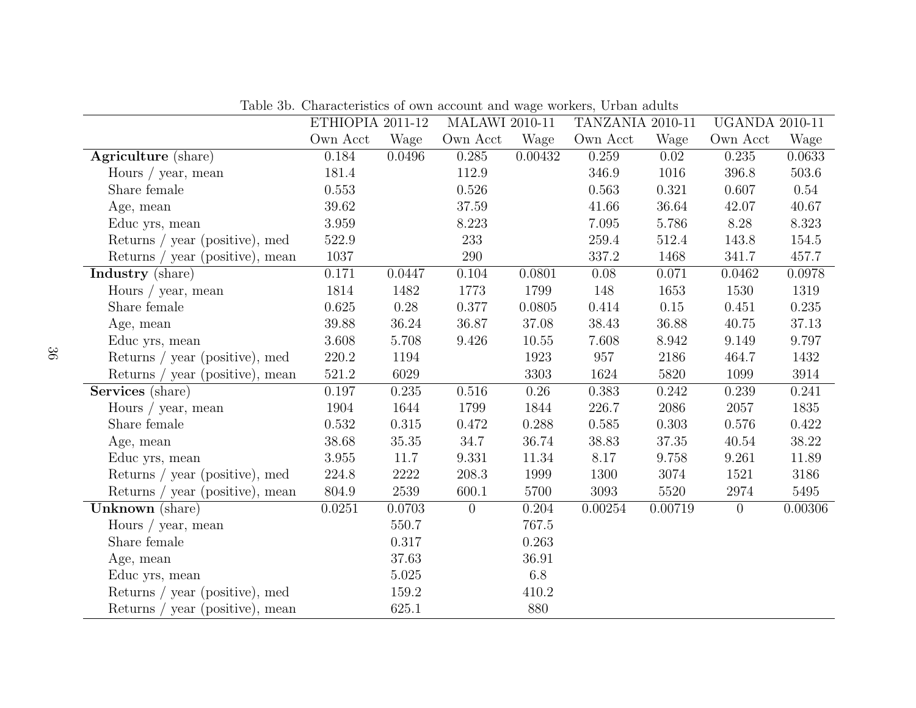Table 3b. Characteristics of own account and wage workers, Urban adults

| | ETHIOPIA 2011-12 | | MALAWI 2010-11 | | TANZANIA 2010-11 | | UGANDA 2010-11 | |
|---|---|---|---|---|---|---|---|---|
| | Own Acct | Wage | Own Acct | Wage | Own Acct | Wage | Own Acct | Wage |
| **Agriculture** (share) | 0.184 | 0.0496 | 0.285 | 0.00432 | 0.259 | 0.02 | 0.235 | 0.0633 |
| Hours / year, mean | 181.4 | | 112.9 | | 346.9 | 1016 | 396.8 | 503.6 |
| Share female | 0.553 | | 0.526 | | 0.563 | 0.321 | 0.607 | 0.54 |
| Age, mean | 39.62 | | 37.59 | | 41.66 | 36.64 | 42.07 | 40.67 |
| Educ yrs, mean | 3.959 | | 8.223 | | 7.095 | 5.786 | 8.28 | 8.323 |
| Returns / year (positive), med | 522.9 | | 233 | | 259.4 | 512.4 | 143.8 | 154.5 |
| Returns / year (positive), mean | 1037 | | 290 | | 337.2 | 1468 | 341.7 | 457.7 |
| **Industry** (share) | 0.171 | 0.0447 | 0.104 | 0.0801 | 0.08 | 0.071 | 0.0462 | 0.0978 |
| Hours / year, mean | 1814 | 1482 | 1773 | 1799 | 148 | 1653 | 1530 | 1319 |
| Share female | 0.625 | 0.28 | 0.377 | 0.0805 | 0.414 | 0.15 | 0.451 | 0.235 |
| Age, mean | 39.88 | 36.24 | 36.87 | 37.08 | 38.43 | 36.88 | 40.75 | 37.13 |
| Educ yrs, mean | 3.608 | 5.708 | 9.426 | 10.55 | 7.608 | 8.942 | 9.149 | 9.797 |
| Returns / year (positive), med | 220.2 | 1194 | | 1923 | 957 | 2186 | 464.7 | 1432 |
| Returns / year (positive), mean | 521.2 | 6029 | | 3303 | 1624 | 5820 | 1099 | 3914 |
| **Services** (share) | 0.197 | 0.235 | 0.516 | 0.26 | 0.383 | 0.242 | 0.239 | 0.241 |
| Hours / year, mean | 1904 | 1644 | 1799 | 1844 | 226.7 | 2086 | 2057 | 1835 |
| Share female | 0.532 | 0.315 | 0.472 | 0.288 | 0.585 | 0.303 | 0.576 | 0.422 |
| Age, mean | 38.68 | 35.35 | 34.7 | 36.74 | 38.83 | 37.35 | 40.54 | 38.22 |
| Educ yrs, mean | 3.955 | 11.7 | 9.331 | 11.34 | 8.17 | 9.758 | 9.261 | 11.89 |
| Returns / year (positive), med | 224.8 | 2222 | 208.3 | 1999 | 1300 | 3074 | 1521 | 3186 |
| Returns / year (positive), mean | 804.9 | 2539 | 600.1 | 5700 | 3093 | 5520 | 2974 | 5495 |
| **Unknown** (share) | 0.0251 | 0.0703 | 0 | 0.204 | 0.00254 | 0.00719 | 0 | 0.00306 |
| Hours / year, mean | | 550.7 | | 767.5 | | | | |
| Share female | | 0.317 | | 0.263 | | | | |
| Age, mean | | 37.63 | | 36.91 | | | | |
| Educ yrs, mean | | 5.025 | | 6.8 | | | | |
| Returns / year (positive), med | | 159.2 | | 410.2 | | | | |
| Returns / year (positive), mean | | 625.1 | | 880 | | | | |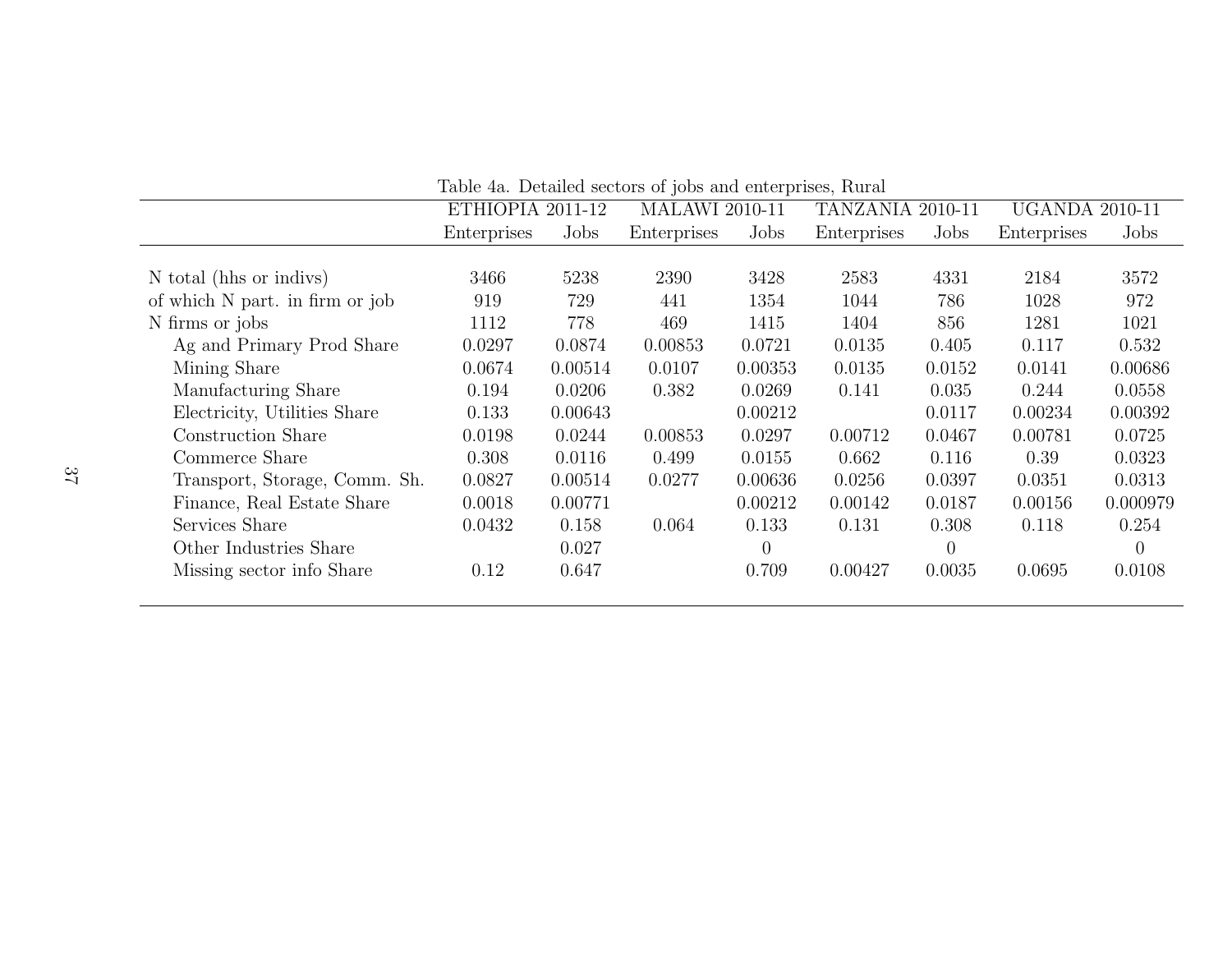Table 4a. Detailed sectors of jobs and enterprises, Rural

| | ETHIOPIA 2011-12 | | MALAWI 2010-11 | | TANZANIA 2010-11 | | UGANDA 2010-11 | |
|---|---|---|---|---|---|---|---|---|
| | Enterprises | Jobs | Enterprises | Jobs | Enterprises | Jobs | Enterprises | Jobs |
| N total (hhs or indivs) | 3466 | 5238 | 2390 | 3428 | 2583 | 4331 | 2184 | 3572 |
| of which N part. in firm or job | 919 | 729 | 441 | 1354 | 1044 | 786 | 1028 | 972 |
| N firms or jobs | 1112 | 778 | 469 | 1415 | 1404 | 856 | 1281 | 1021 |
| Ag and Primary Prod Share | 0.0297 | 0.0874 | 0.00853 | 0.0721 | 0.0135 | 0.405 | 0.117 | 0.532 |
| Mining Share | 0.0674 | 0.00514 | 0.0107 | 0.00353 | 0.0135 | 0.0152 | 0.0141 | 0.00686 |
| Manufacturing Share | 0.194 | 0.0206 | 0.382 | 0.0269 | 0.141 | 0.035 | 0.244 | 0.0558 |
| Electricity, Utilities Share | 0.133 | 0.00643 | | 0.00212 | | 0.0117 | 0.00234 | 0.00392 |
| Construction Share | 0.0198 | 0.0244 | 0.00853 | 0.0297 | 0.00712 | 0.0467 | 0.00781 | 0.0725 |
| Commerce Share | 0.308 | 0.0116 | 0.499 | 0.0155 | 0.662 | 0.116 | 0.39 | 0.0323 |
| Transport, Storage, Comm. Sh. | 0.0827 | 0.00514 | 0.0277 | 0.00636 | 0.0256 | 0.0397 | 0.0351 | 0.0313 |
| Finance, Real Estate Share | 0.0018 | 0.00771 | | 0.00212 | 0.00142 | 0.0187 | 0.00156 | 0.000979 |
| Services Share | 0.0432 | 0.158 | 0.064 | 0.133 | 0.131 | 0.308 | 0.118 | 0.254 |
| Other Industries Share | | 0.027 | | 0 | | 0 | | 0 |
| Missing sector info Share | 0.12 | 0.647 | | 0.709 | 0.00427 | 0.0035 | 0.0695 | 0.0108 |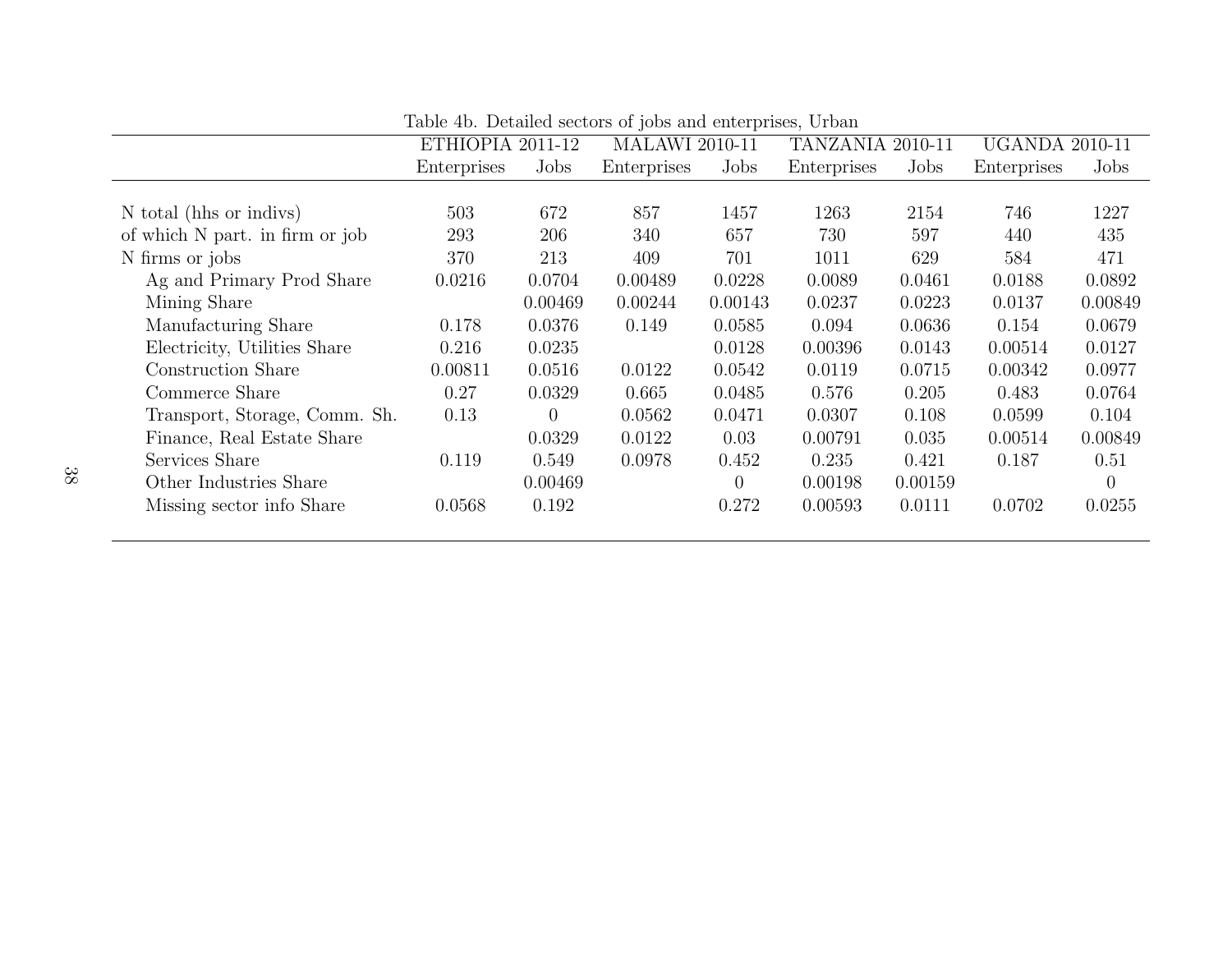Table 4b. Detailed sectors of jobs and enterprises, Urban

| | ETHIOPIA 2011-12 | | MALAWI 2010-11 | | TANZANIA 2010-11 | | UGANDA 2010-11 | |
|---|---|---|---|---|---|---|---|---|
| | Enterprises | Jobs | Enterprises | Jobs | Enterprises | Jobs | Enterprises | Jobs |
| N total (hhs or indivs) | 503 | 672 | 857 | 1457 | 1263 | 2154 | 746 | 1227 |
| of which N part. in firm or job | 293 | 206 | 340 | 657 | 730 | 597 | 440 | 435 |
| N firms or jobs | 370 | 213 | 409 | 701 | 1011 | 629 | 584 | 471 |
| Ag and Primary Prod Share | 0.0216 | 0.0704 | 0.00489 | 0.0228 | 0.0089 | 0.0461 | 0.0188 | 0.0892 |
| Mining Share | | 0.00469 | 0.00244 | 0.00143 | 0.0237 | 0.0223 | 0.0137 | 0.00849 |
| Manufacturing Share | 0.178 | 0.0376 | 0.149 | 0.0585 | 0.094 | 0.0636 | 0.154 | 0.0679 |
| Electricity, Utilities Share | 0.216 | 0.0235 | | 0.0128 | 0.00396 | 0.0143 | 0.00514 | 0.0127 |
| Construction Share | 0.00811 | 0.0516 | 0.0122 | 0.0542 | 0.0119 | 0.0715 | 0.00342 | 0.0977 |
| Commerce Share | 0.27 | 0.0329 | 0.665 | 0.0485 | 0.576 | 0.205 | 0.483 | 0.0764 |
| Transport, Storage, Comm. Sh. | 0.13 | 0 | 0.0562 | 0.0471 | 0.0307 | 0.108 | 0.0599 | 0.104 |
| Finance, Real Estate Share | | 0.0329 | 0.0122 | 0.03 | 0.00791 | 0.035 | 0.00514 | 0.00849 |
| Services Share | 0.119 | 0.549 | 0.0978 | 0.452 | 0.235 | 0.421 | 0.187 | 0.51 |
| Other Industries Share | | 0.00469 | | 0 | 0.00198 | 0.00159 | | 0 |
| Missing sector info Share | 0.0568 | 0.192 | | 0.272 | 0.00593 | 0.0111 | 0.0702 | 0.0255 |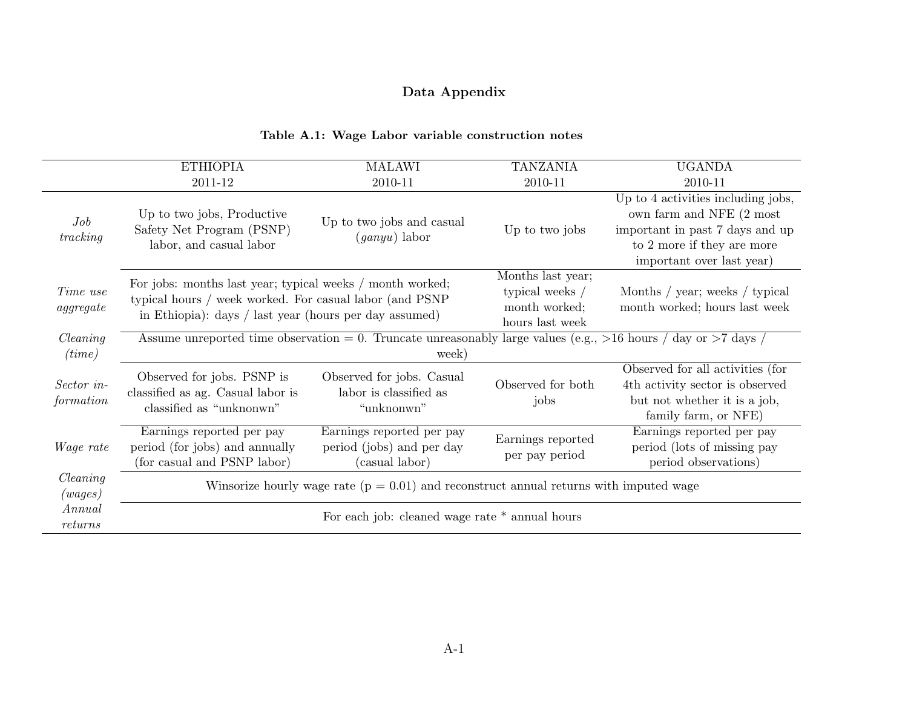# Data Appendix

**Table A.1: Wage Labor variable construction notes**

| | ETHIOPIA 2011-12 | MALAWI 2010-11 | TANZANIA 2010-11 | UGANDA 2010-11 |
|---|---|---|---|---|
| *Job tracking* | Up to two jobs, Productive Safety Net Program (PSNP) labor, and casual labor | Up to two jobs and casual (*ganyu*) labor | Up to two jobs | Up to 4 activities including jobs, own farm and NFE (2 most important in past 7 days and up to 2 more if they are more important over last year) |
| *Time use aggregate* | For jobs: months last year; typical weeks / month worked; typical hours / week worked. For casual labor (and PSNP in Ethiopia): days / last year (hours per day assumed) | | Months last year; typical weeks / month worked; hours last week | Months / year; weeks / typical month worked; hours last week |
| *Cleaning (time)* | Assume unreported time observation = 0. Truncate unreasonably large values (e.g., >16 hours / day or >7 days / week) | | | |
| *Sector information* | Observed for jobs. PSNP is classified as ag. Casual labor is classified as "unknonwn" | Observed for jobs. Casual labor is classified as "unknonwn" | Observed for both jobs | Observed for all activities (for 4th activity sector is observed but not whether it is a job, family farm, or NFE) |
| *Wage rate* | Earnings reported per pay period (for jobs) and annually (for casual and PSNP labor) | Earnings reported per pay period (jobs) and per day (casual labor) | Earnings reported per pay period | Earnings reported per pay period (lots of missing pay period observations) |
| *Cleaning (wages)* | Winsorize hourly wage rate (p = 0.01) and reconstruct annual returns with imputed wage | | | |
| *Annual returns* | For each job: cleaned wage rate * annual hours | | | |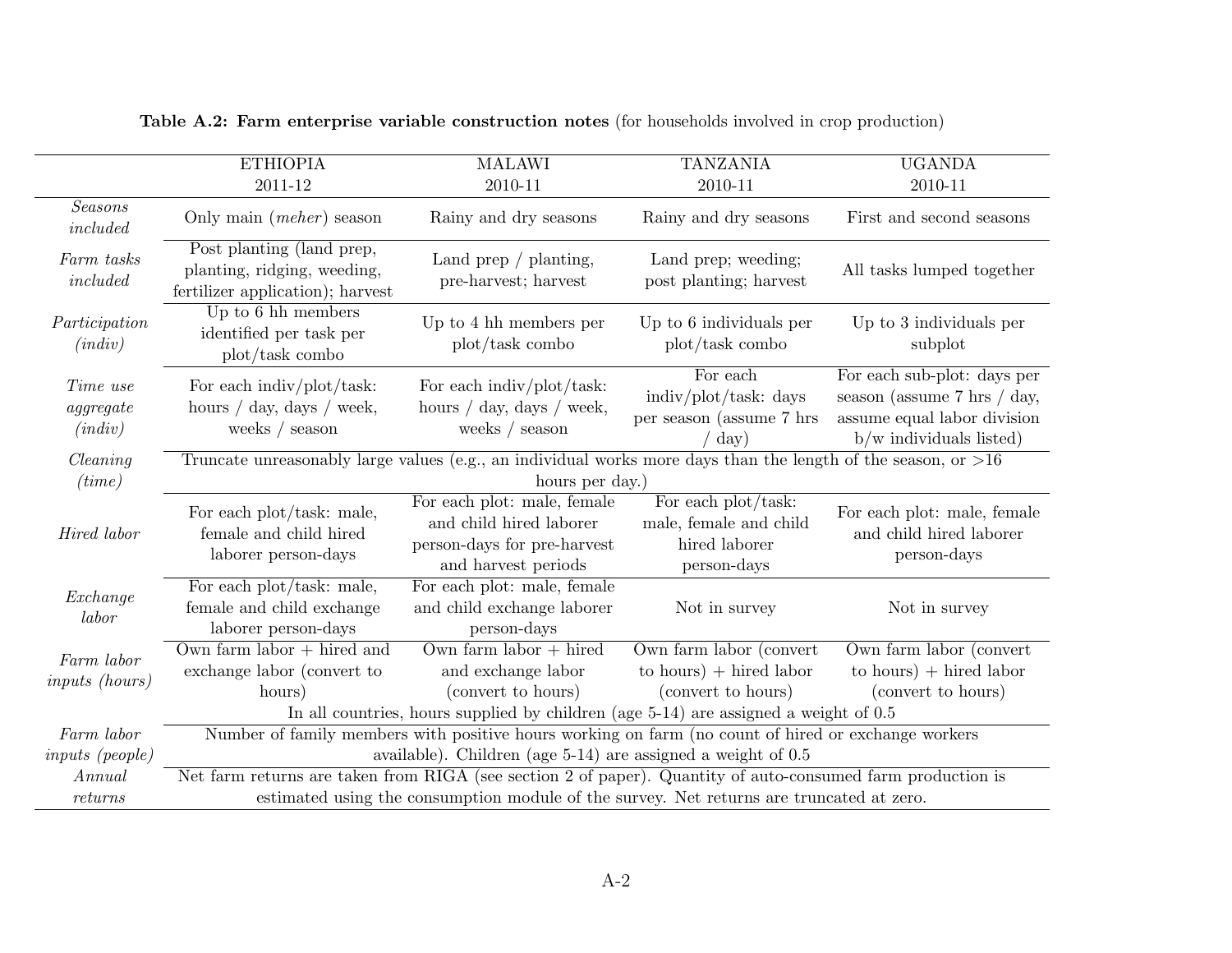**Table A.2: Farm enterprise variable construction notes** (for households involved in crop production)

| | ETHIOPIA 2011-12 | MALAWI 2010-11 | TANZANIA 2010-11 | UGANDA 2010-11 |
|---|---|---|---|---|
| *Seasons included* | Only main (*meher*) season | Rainy and dry seasons | Rainy and dry seasons | First and second seasons |
| *Farm tasks included* | Post planting (land prep, planting, ridging, weeding, fertilizer application); harvest | Land prep / planting, pre-harvest; harvest | Land prep; weeding; post planting; harvest | All tasks lumped together |
| *Participation (indiv)* | Up to 6 hh members identified per task per plot/task combo | Up to 4 hh members per plot/task combo | Up to 6 individuals per plot/task combo | Up to 3 individuals per subplot |
| *Time use aggregate (indiv)* | For each indiv/plot/task: hours / day, days / week, weeks / season | For each indiv/plot/task: hours / day, days / week, weeks / season | For each indiv/plot/task: days per season (assume 7 hrs / day) | For each sub-plot: days per season (assume 7 hrs / day, assume equal labor division b/w individuals listed) |
| *Cleaning (time)* | Truncate unreasonably large values (e.g., an individual works more days than the length of the season, or >16 hours per day.) | | | |
| *Hired labor* | For each plot/task: male, female and child hired laborer person-days | For each plot: male, female and child hired laborer person-days for pre-harvest and harvest periods | For each plot/task: male, female and child hired laborer person-days | For each plot: male, female and child hired laborer person-days |
| *Exchange labor* | For each plot/task: male, female and child exchange laborer person-days | For each plot: male, female and child exchange laborer person-days | Not in survey | Not in survey |
| *Farm labor inputs (hours)* | Own farm labor + hired and exchange labor (convert to hours) | Own farm labor + hired and exchange labor (convert to hours) | Own farm labor (convert to hours) + hired labor (convert to hours) | Own farm labor (convert to hours) + hired labor (convert to hours) |
| | In all countries, hours supplied by children (age 5-14) are assigned a weight of 0.5 | | | |
| *Farm labor inputs (people)* | Number of family members with positive hours working on farm (no count of hired or exchange workers available). Children (age 5-14) are assigned a weight of 0.5 | | | |
| *Annual returns* | Net farm returns are taken from RIGA (see section 2 of paper). Quantity of auto-consumed farm production is estimated using the consumption module of the survey. Net returns are truncated at zero. | | | |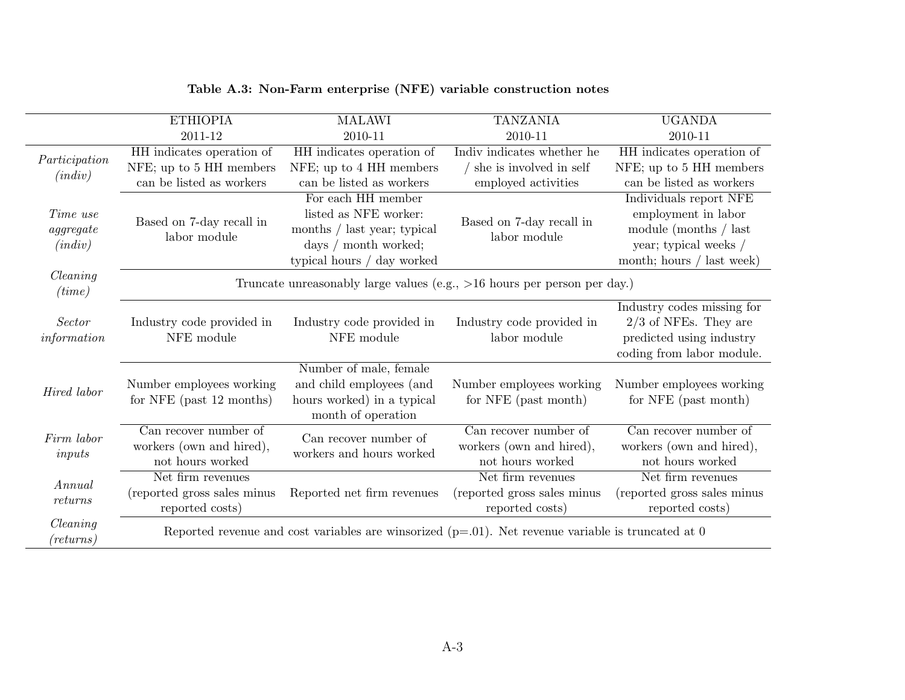**Table A.3: Non-Farm enterprise (NFE) variable construction notes**

| | ETHIOPIA 2011-12 | MALAWI 2010-11 | TANZANIA 2010-11 | UGANDA 2010-11 |
|---|---|---|---|---|
| *Participation (indiv)* | HH indicates operation of NFE; up to 5 HH members can be listed as workers | HH indicates operation of NFE; up to 4 HH members can be listed as workers | Indiv indicates whether he / she is involved in self employed activities | HH indicates operation of NFE; up to 5 HH members can be listed as workers |
| *Time use aggregate (indiv)* | Based on 7-day recall in labor module | For each HH member listed as NFE worker: months / last year; typical days / month worked; typical hours / day worked | Based on 7-day recall in labor module | Individuals report NFE employment in labor module (months / last year; typical weeks / month; hours / last week) |
| *Cleaning (time)* | Truncate unreasonably large values (e.g., >16 hours per person per day.) | | | |
| *Sector information* | Industry code provided in NFE module | Industry code provided in NFE module | Industry code provided in labor module | Industry codes missing for 2/3 of NFEs. They are predicted using industry coding from labor module. |
| *Hired labor* | Number employees working for NFE (past 12 months) | Number of male, female and child employees (and hours worked) in a typical month of operation | Number employees working for NFE (past month) | Number employees working for NFE (past month) |
| *Firm labor inputs* | Can recover number of workers (own and hired), not hours worked | Can recover number of workers and hours worked | Can recover number of workers (own and hired), not hours worked | Can recover number of workers (own and hired), not hours worked |
| *Annual returns* | Net firm revenues (reported gross sales minus reported costs) | Reported net firm revenues | Net firm revenues (reported gross sales minus reported costs) | Net firm revenues (reported gross sales minus reported costs) |
| *Cleaning (returns)* | Reported revenue and cost variables are winsorized (p=.01). Net revenue variable is truncated at 0 | | | |